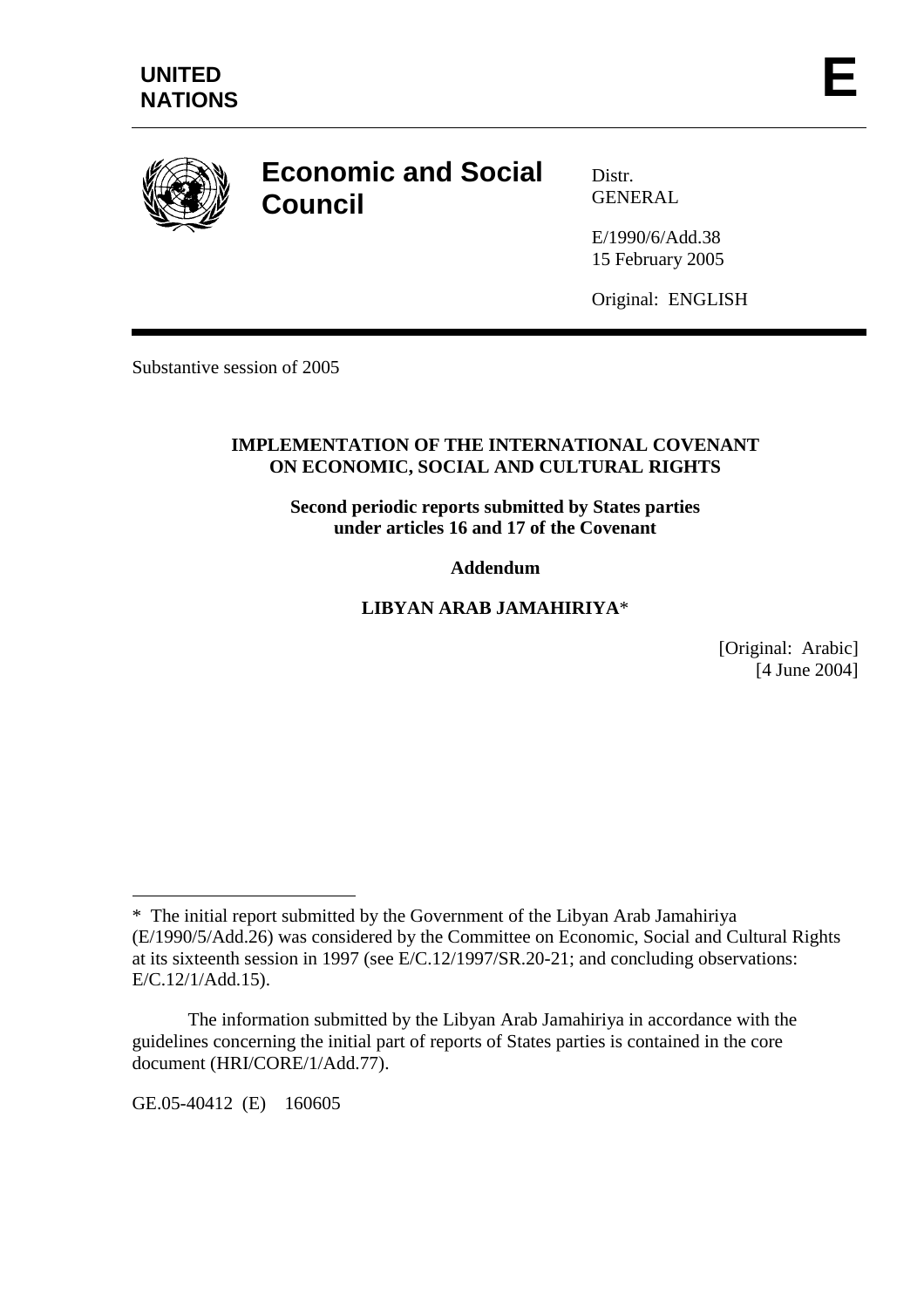UNITED NATIONS

E

# Economic and Social Council

Distr.
GENERAL

E/1990/6/Add.38
15 February 2005

Original: ENGLISH

Substantive session of 2005

**IMPLEMENTATION OF THE INTERNATIONAL COVENANT ON ECONOMIC, SOCIAL AND CULTURAL RIGHTS**

**Second periodic reports submitted by States parties under articles 16 and 17 of the Covenant**

**Addendum**

**LIBYAN ARAB JAMAHIRIYA***

[Original: Arabic]
[4 June 2004]

---

* The initial report submitted by the Government of the Libyan Arab Jamahiriya (E/1990/5/Add.26) was considered by the Committee on Economic, Social and Cultural Rights at its sixteenth session in 1997 (see E/C.12/1997/SR.20-21; and concluding observations: E/C.12/1/Add.15).

The information submitted by the Libyan Arab Jamahiriya in accordance with the guidelines concerning the initial part of reports of States parties is contained in the core document (HRI/CORE/1/Add.77).

GE.05-40412 (E) 160605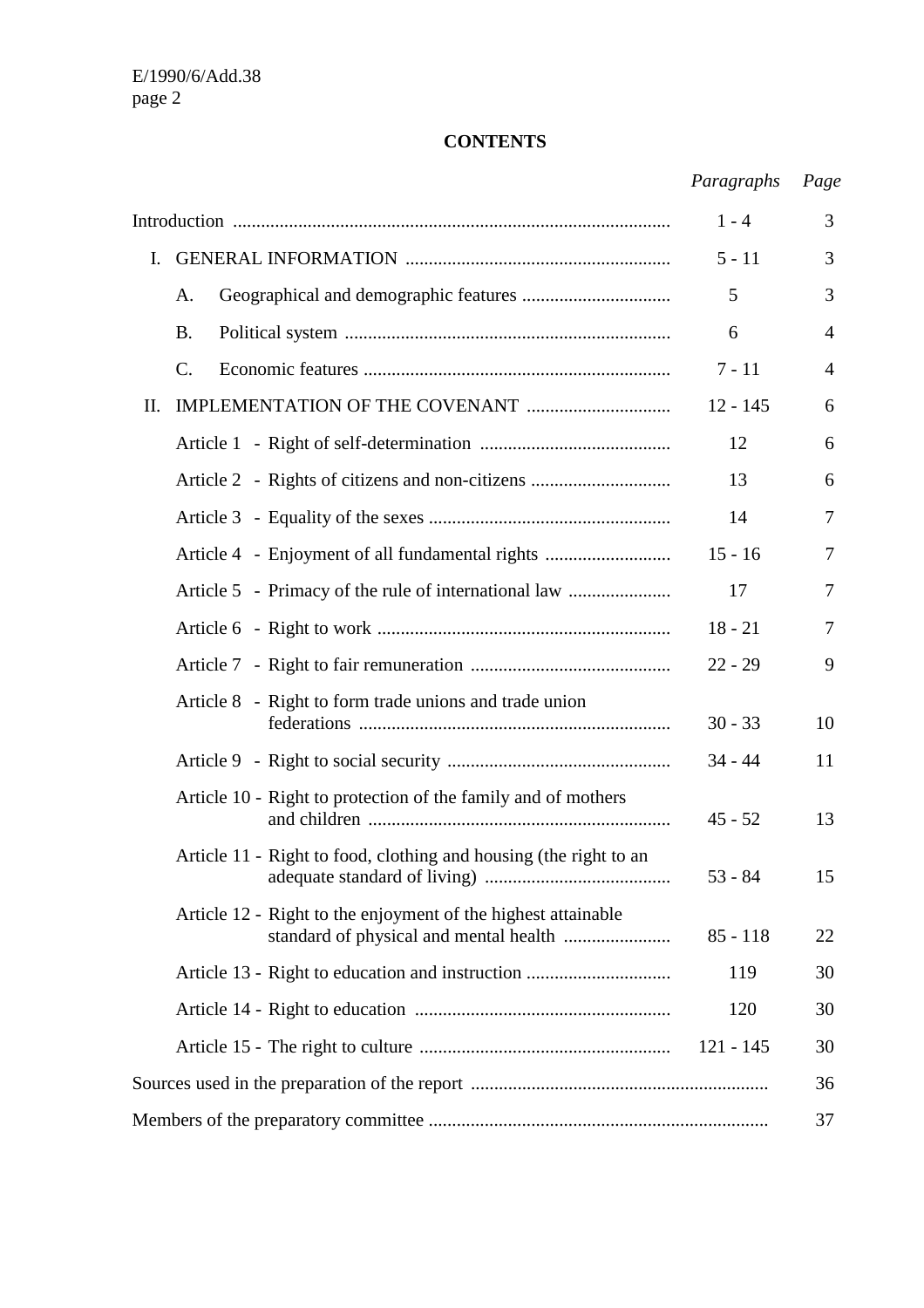**CONTENTS**

| | *Paragraphs* | *Page* |
|---|---|---|
| Introduction | 1 - 4 | 3 |
| I. GENERAL INFORMATION | 5 - 11 | 3 |
| A. Geographical and demographic features | 5 | 3 |
| B. Political system | 6 | 4 |
| C. Economic features | 7 - 11 | 4 |
| II. IMPLEMENTATION OF THE COVENANT | 12 - 145 | 6 |
| Article 1 - Right of self-determination | 12 | 6 |
| Article 2 - Rights of citizens and non-citizens | 13 | 6 |
| Article 3 - Equality of the sexes | 14 | 7 |
| Article 4 - Enjoyment of all fundamental rights | 15 - 16 | 7 |
| Article 5 - Primacy of the rule of international law | 17 | 7 |
| Article 6 - Right to work | 18 - 21 | 7 |
| Article 7 - Right to fair remuneration | 22 - 29 | 9 |
| Article 8 - Right to form trade unions and trade union federations | 30 - 33 | 10 |
| Article 9 - Right to social security | 34 - 44 | 11 |
| Article 10 - Right to protection of the family and of mothers and children | 45 - 52 | 13 |
| Article 11 - Right to food, clothing and housing (the right to an adequate standard of living) | 53 - 84 | 15 |
| Article 12 - Right to the enjoyment of the highest attainable standard of physical and mental health | 85 - 118 | 22 |
| Article 13 - Right to education and instruction | 119 | 30 |
| Article 14 - Right to education | 120 | 30 |
| Article 15 - The right to culture | 121 - 145 | 30 |
| Sources used in the preparation of the report | | 36 |
| Members of the preparatory committee | | 37 |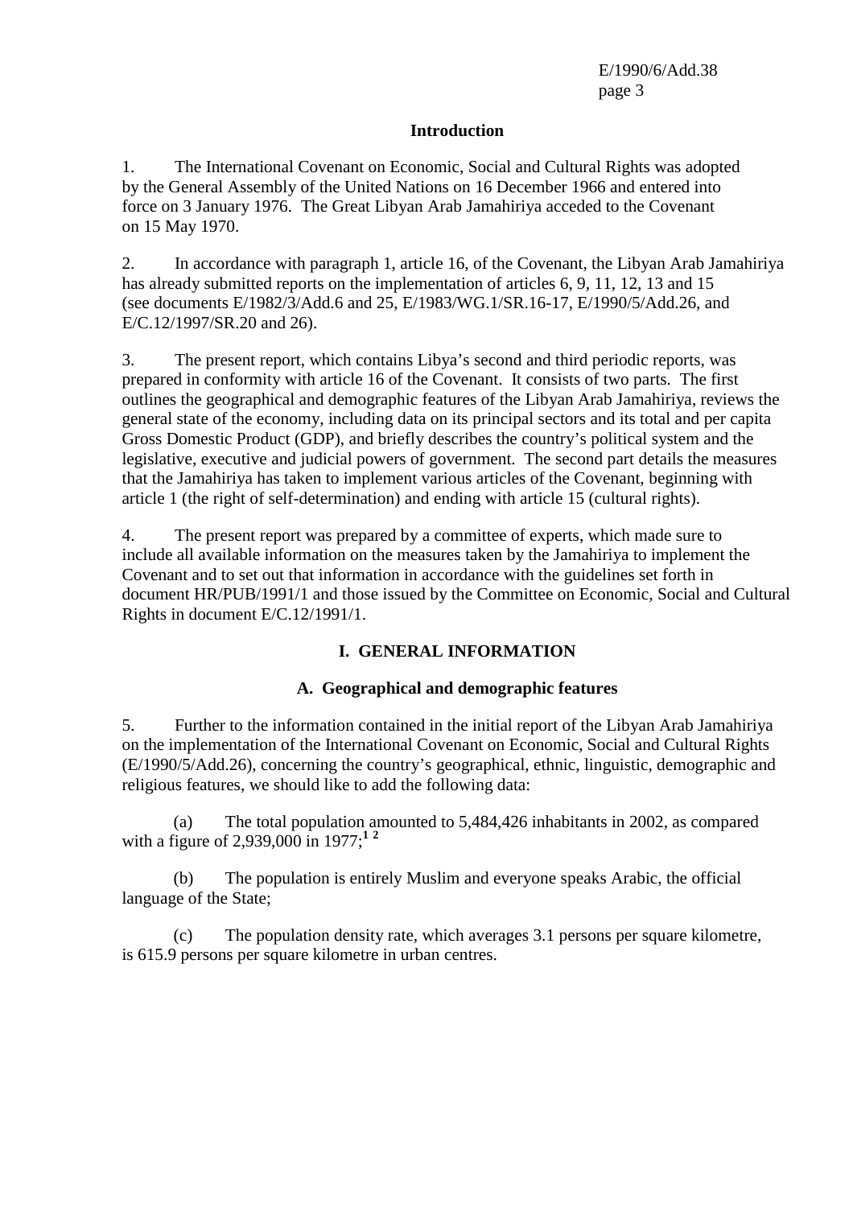## Introduction

1. The International Covenant on Economic, Social and Cultural Rights was adopted by the General Assembly of the United Nations on 16 December 1966 and entered into force on 3 January 1976. The Great Libyan Arab Jamahiriya acceded to the Covenant on 15 May 1970.

2. In accordance with paragraph 1, article 16, of the Covenant, the Libyan Arab Jamahiriya has already submitted reports on the implementation of articles 6, 9, 11, 12, 13 and 15 (see documents E/1982/3/Add.6 and 25, E/1983/WG.1/SR.16-17, E/1990/5/Add.26, and E/C.12/1997/SR.20 and 26).

3. The present report, which contains Libya's second and third periodic reports, was prepared in conformity with article 16 of the Covenant. It consists of two parts. The first outlines the geographical and demographic features of the Libyan Arab Jamahiriya, reviews the general state of the economy, including data on its principal sectors and its total and per capita Gross Domestic Product (GDP), and briefly describes the country's political system and the legislative, executive and judicial powers of government. The second part details the measures that the Jamahiriya has taken to implement various articles of the Covenant, beginning with article 1 (the right of self-determination) and ending with article 15 (cultural rights).

4. The present report was prepared by a committee of experts, which made sure to include all available information on the measures taken by the Jamahiriya to implement the Covenant and to set out that information in accordance with the guidelines set forth in document HR/PUB/1991/1 and those issued by the Committee on Economic, Social and Cultural Rights in document E/C.12/1991/1.

# I. GENERAL INFORMATION

## A. Geographical and demographic features

5. Further to the information contained in the initial report of the Libyan Arab Jamahiriya on the implementation of the International Covenant on Economic, Social and Cultural Rights (E/1990/5/Add.26), concerning the country's geographical, ethnic, linguistic, demographic and religious features, we should like to add the following data:

(a) The total population amounted to 5,484,426 inhabitants in 2002, as compared with a figure of 2,939,000 in 1977;[1 2]

(b) The population is entirely Muslim and everyone speaks Arabic, the official language of the State;

(c) The population density rate, which averages 3.1 persons per square kilometre, is 615.9 persons per square kilometre in urban centres.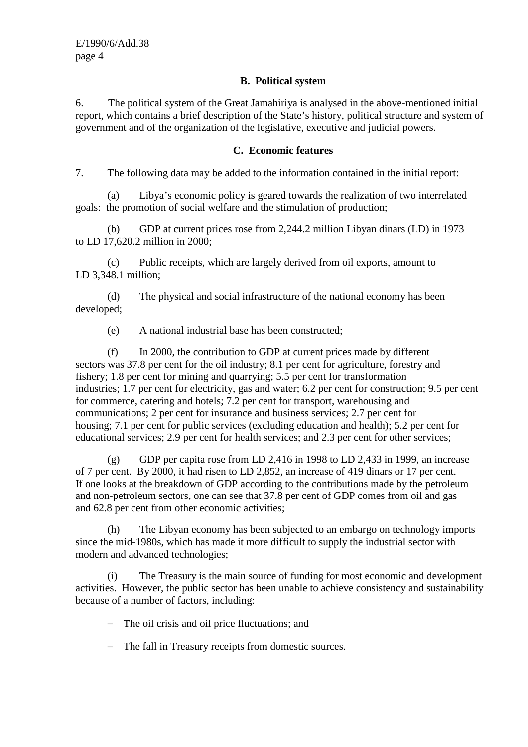### B. Political system

6. The political system of the Great Jamahiriya is analysed in the above-mentioned initial report, which contains a brief description of the State's history, political structure and system of government and of the organization of the legislative, executive and judicial powers.

### C. Economic features

7. The following data may be added to the information contained in the initial report:

(a) Libya's economic policy is geared towards the realization of two interrelated goals: the promotion of social welfare and the stimulation of production;

(b) GDP at current prices rose from 2,244.2 million Libyan dinars (LD) in 1973 to LD 17,620.2 million in 2000;

(c) Public receipts, which are largely derived from oil exports, amount to LD 3,348.1 million;

(d) The physical and social infrastructure of the national economy has been developed;

(e) A national industrial base has been constructed;

(f) In 2000, the contribution to GDP at current prices made by different sectors was 37.8 per cent for the oil industry; 8.1 per cent for agriculture, forestry and fishery; 1.8 per cent for mining and quarrying; 5.5 per cent for transformation industries; 1.7 per cent for electricity, gas and water; 6.2 per cent for construction; 9.5 per cent for commerce, catering and hotels; 7.2 per cent for transport, warehousing and communications; 2 per cent for insurance and business services; 2.7 per cent for housing; 7.1 per cent for public services (excluding education and health); 5.2 per cent for educational services; 2.9 per cent for health services; and 2.3 per cent for other services;

(g) GDP per capita rose from LD 2,416 in 1998 to LD 2,433 in 1999, an increase of 7 per cent. By 2000, it had risen to LD 2,852, an increase of 419 dinars or 17 per cent. If one looks at the breakdown of GDP according to the contributions made by the petroleum and non-petroleum sectors, one can see that 37.8 per cent of GDP comes from oil and gas and 62.8 per cent from other economic activities;

(h) The Libyan economy has been subjected to an embargo on technology imports since the mid-1980s, which has made it more difficult to supply the industrial sector with modern and advanced technologies;

(i) The Treasury is the main source of funding for most economic and development activities. However, the public sector has been unable to achieve consistency and sustainability because of a number of factors, including:

- The oil crisis and oil price fluctuations; and
- The fall in Treasury receipts from domestic sources.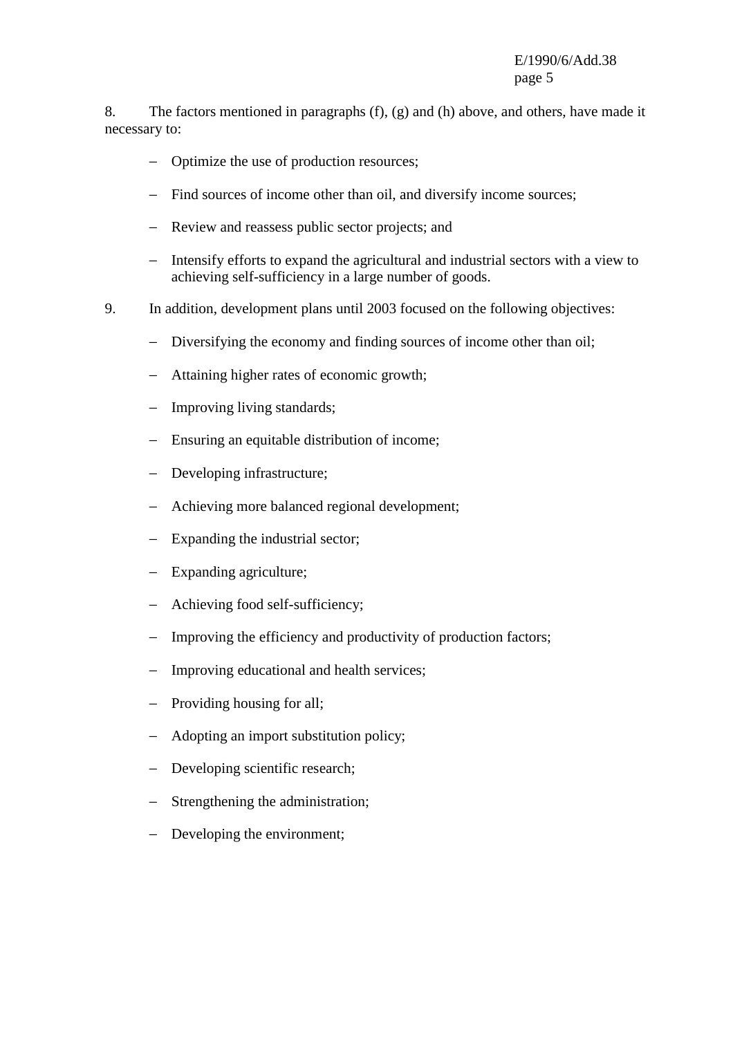8. The factors mentioned in paragraphs (f), (g) and (h) above, and others, have made it necessary to:

- Optimize the use of production resources;
- Find sources of income other than oil, and diversify income sources;
- Review and reassess public sector projects; and
- Intensify efforts to expand the agricultural and industrial sectors with a view to achieving self-sufficiency in a large number of goods.

9. In addition, development plans until 2003 focused on the following objectives:

- Diversifying the economy and finding sources of income other than oil;
- Attaining higher rates of economic growth;
- Improving living standards;
- Ensuring an equitable distribution of income;
- Developing infrastructure;
- Achieving more balanced regional development;
- Expanding the industrial sector;
- Expanding agriculture;
- Achieving food self-sufficiency;
- Improving the efficiency and productivity of production factors;
- Improving educational and health services;
- Providing housing for all;
- Adopting an import substitution policy;
- Developing scientific research;
- Strengthening the administration;
- Developing the environment;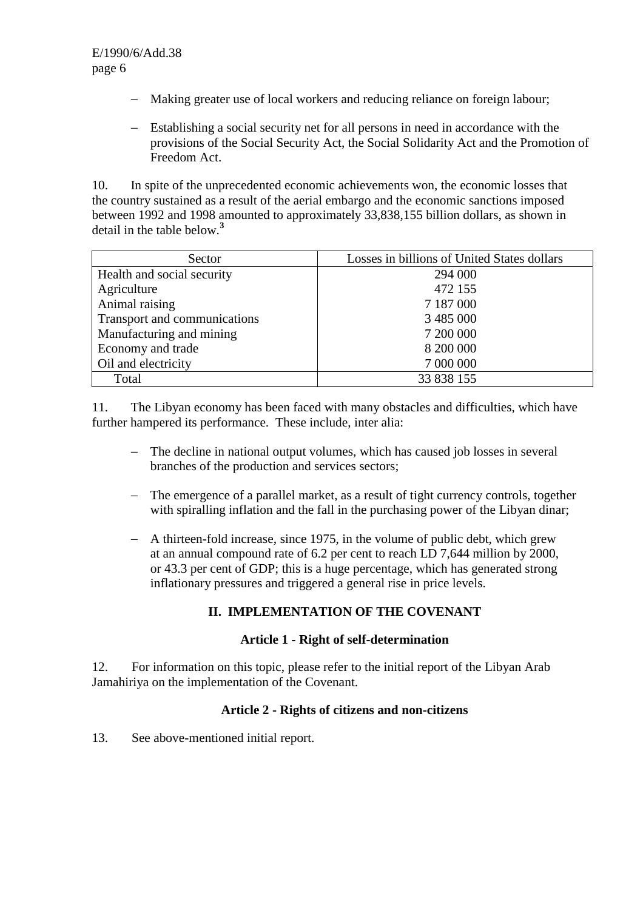- Making greater use of local workers and reducing reliance on foreign labour;

- Establishing a social security net for all persons in need in accordance with the provisions of the Social Security Act, the Social Solidarity Act and the Promotion of Freedom Act.

10. In spite of the unprecedented economic achievements won, the economic losses that the country sustained as a result of the aerial embargo and the economic sanctions imposed between 1992 and 1998 amounted to approximately 33,838,155 billion dollars, as shown in detail in the table below.[3]

| Sector | Losses in billions of United States dollars |
|---|---|
| Health and social security | 294 000 |
| Agriculture | 472 155 |
| Animal raising | 7 187 000 |
| Transport and communications | 3 485 000 |
| Manufacturing and mining | 7 200 000 |
| Economy and trade | 8 200 000 |
| Oil and electricity | 7 000 000 |
| Total | 33 838 155 |

11. The Libyan economy has been faced with many obstacles and difficulties, which have further hampered its performance. These include, inter alia:

- The decline in national output volumes, which has caused job losses in several branches of the production and services sectors;

- The emergence of a parallel market, as a result of tight currency controls, together with spiralling inflation and the fall in the purchasing power of the Libyan dinar;

- A thirteen-fold increase, since 1975, in the volume of public debt, which grew at an annual compound rate of 6.2 per cent to reach LD 7,644 million by 2000, or 43.3 per cent of GDP; this is a huge percentage, which has generated strong inflationary pressures and triggered a general rise in price levels.

## II. IMPLEMENTATION OF THE COVENANT

### Article 1 - Right of self-determination

12. For information on this topic, please refer to the initial report of the Libyan Arab Jamahiriya on the implementation of the Covenant.

### Article 2 - Rights of citizens and non-citizens

13. See above-mentioned initial report.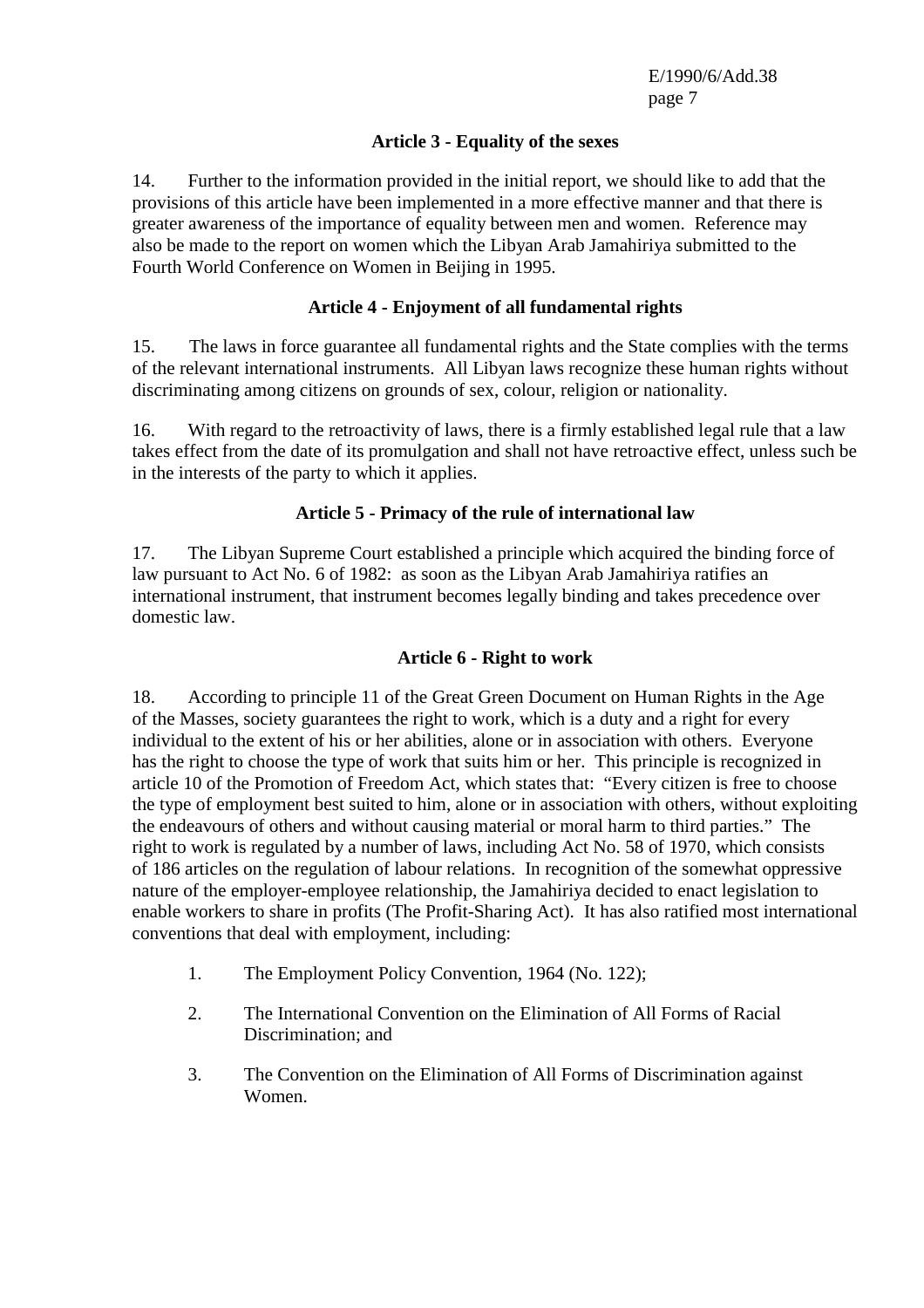### Article 3 - Equality of the sexes

14. Further to the information provided in the initial report, we should like to add that the provisions of this article have been implemented in a more effective manner and that there is greater awareness of the importance of equality between men and women. Reference may also be made to the report on women which the Libyan Arab Jamahiriya submitted to the Fourth World Conference on Women in Beijing in 1995.

### Article 4 - Enjoyment of all fundamental rights

15. The laws in force guarantee all fundamental rights and the State complies with the terms of the relevant international instruments. All Libyan laws recognize these human rights without discriminating among citizens on grounds of sex, colour, religion or nationality.

16. With regard to the retroactivity of laws, there is a firmly established legal rule that a law takes effect from the date of its promulgation and shall not have retroactive effect, unless such be in the interests of the party to which it applies.

### Article 5 - Primacy of the rule of international law

17. The Libyan Supreme Court established a principle which acquired the binding force of law pursuant to Act No. 6 of 1982: as soon as the Libyan Arab Jamahiriya ratifies an international instrument, that instrument becomes legally binding and takes precedence over domestic law.

### Article 6 - Right to work

18. According to principle 11 of the Great Green Document on Human Rights in the Age of the Masses, society guarantees the right to work, which is a duty and a right for every individual to the extent of his or her abilities, alone or in association with others. Everyone has the right to choose the type of work that suits him or her. This principle is recognized in article 10 of the Promotion of Freedom Act, which states that: "Every citizen is free to choose the type of employment best suited to him, alone or in association with others, without exploiting the endeavours of others and without causing material or moral harm to third parties." The right to work is regulated by a number of laws, including Act No. 58 of 1970, which consists of 186 articles on the regulation of labour relations. In recognition of the somewhat oppressive nature of the employer-employee relationship, the Jamahiriya decided to enact legislation to enable workers to share in profits (The Profit-Sharing Act). It has also ratified most international conventions that deal with employment, including:

1. The Employment Policy Convention, 1964 (No. 122);

2. The International Convention on the Elimination of All Forms of Racial Discrimination; and

3. The Convention on the Elimination of All Forms of Discrimination against Women.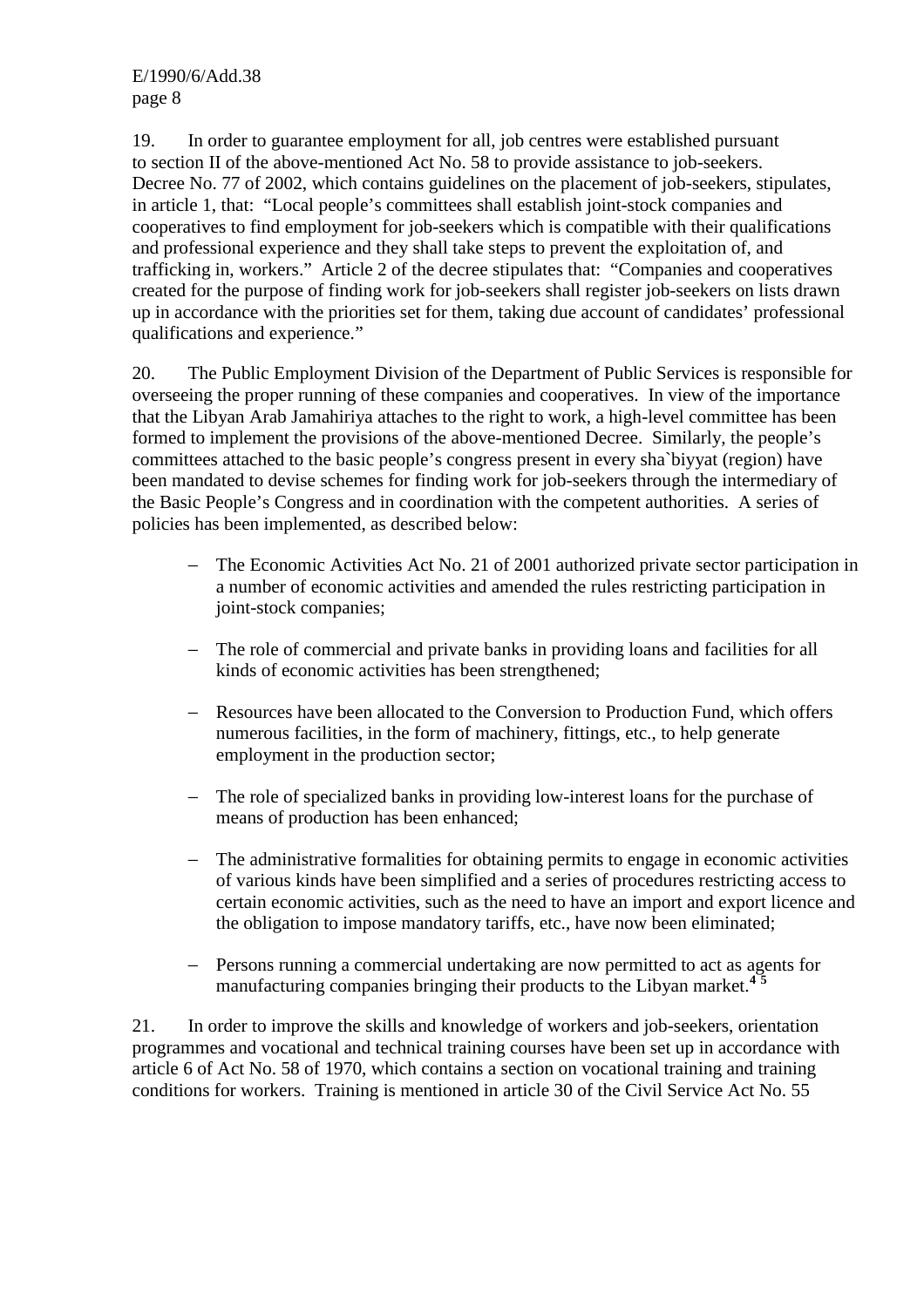19. In order to guarantee employment for all, job centres were established pursuant to section II of the above-mentioned Act No. 58 to provide assistance to job-seekers. Decree No. 77 of 2002, which contains guidelines on the placement of job-seekers, stipulates, in article 1, that: "Local people's committees shall establish joint-stock companies and cooperatives to find employment for job-seekers which is compatible with their qualifications and professional experience and they shall take steps to prevent the exploitation of, and trafficking in, workers." Article 2 of the decree stipulates that: "Companies and cooperatives created for the purpose of finding work for job-seekers shall register job-seekers on lists drawn up in accordance with the priorities set for them, taking due account of candidates' professional qualifications and experience."

20. The Public Employment Division of the Department of Public Services is responsible for overseeing the proper running of these companies and cooperatives. In view of the importance that the Libyan Arab Jamahiriya attaches to the right to work, a high-level committee has been formed to implement the provisions of the above-mentioned Decree. Similarly, the people's committees attached to the basic people's congress present in every sha`biyyat (region) have been mandated to devise schemes for finding work for job-seekers through the intermediary of the Basic People's Congress and in coordination with the competent authorities. A series of policies has been implemented, as described below:

- The Economic Activities Act No. 21 of 2001 authorized private sector participation in a number of economic activities and amended the rules restricting participation in joint-stock companies;

- The role of commercial and private banks in providing loans and facilities for all kinds of economic activities has been strengthened;

- Resources have been allocated to the Conversion to Production Fund, which offers numerous facilities, in the form of machinery, fittings, etc., to help generate employment in the production sector;

- The role of specialized banks in providing low-interest loans for the purchase of means of production has been enhanced;

- The administrative formalities for obtaining permits to engage in economic activities of various kinds have been simplified and a series of procedures restricting access to certain economic activities, such as the need to have an import and export licence and the obligation to impose mandatory tariffs, etc., have now been eliminated;

- Persons running a commercial undertaking are now permitted to act as agents for manufacturing companies bringing their products to the Libyan market.[4] [5]

21. In order to improve the skills and knowledge of workers and job-seekers, orientation programmes and vocational and technical training courses have been set up in accordance with article 6 of Act No. 58 of 1970, which contains a section on vocational training and training conditions for workers. Training is mentioned in article 30 of the Civil Service Act No. 55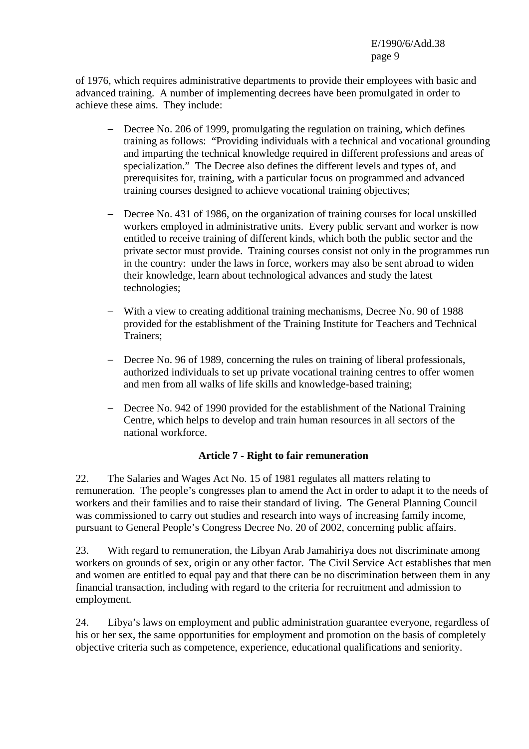of 1976, which requires administrative departments to provide their employees with basic and advanced training. A number of implementing decrees have been promulgated in order to achieve these aims. They include:

- Decree No. 206 of 1999, promulgating the regulation on training, which defines training as follows: "Providing individuals with a technical and vocational grounding and imparting the technical knowledge required in different professions and areas of specialization." The Decree also defines the different levels and types of, and prerequisites for, training, with a particular focus on programmed and advanced training courses designed to achieve vocational training objectives;

- Decree No. 431 of 1986, on the organization of training courses for local unskilled workers employed in administrative units. Every public servant and worker is now entitled to receive training of different kinds, which both the public sector and the private sector must provide. Training courses consist not only in the programmes run in the country: under the laws in force, workers may also be sent abroad to widen their knowledge, learn about technological advances and study the latest technologies;

- With a view to creating additional training mechanisms, Decree No. 90 of 1988 provided for the establishment of the Training Institute for Teachers and Technical Trainers;

- Decree No. 96 of 1989, concerning the rules on training of liberal professionals, authorized individuals to set up private vocational training centres to offer women and men from all walks of life skills and knowledge-based training;

- Decree No. 942 of 1990 provided for the establishment of the National Training Centre, which helps to develop and train human resources in all sectors of the national workforce.

### Article 7 - Right to fair remuneration

22. The Salaries and Wages Act No. 15 of 1981 regulates all matters relating to remuneration. The people's congresses plan to amend the Act in order to adapt it to the needs of workers and their families and to raise their standard of living. The General Planning Council was commissioned to carry out studies and research into ways of increasing family income, pursuant to General People's Congress Decree No. 20 of 2002, concerning public affairs.

23. With regard to remuneration, the Libyan Arab Jamahiriya does not discriminate among workers on grounds of sex, origin or any other factor. The Civil Service Act establishes that men and women are entitled to equal pay and that there can be no discrimination between them in any financial transaction, including with regard to the criteria for recruitment and admission to employment.

24. Libya's laws on employment and public administration guarantee everyone, regardless of his or her sex, the same opportunities for employment and promotion on the basis of completely objective criteria such as competence, experience, educational qualifications and seniority.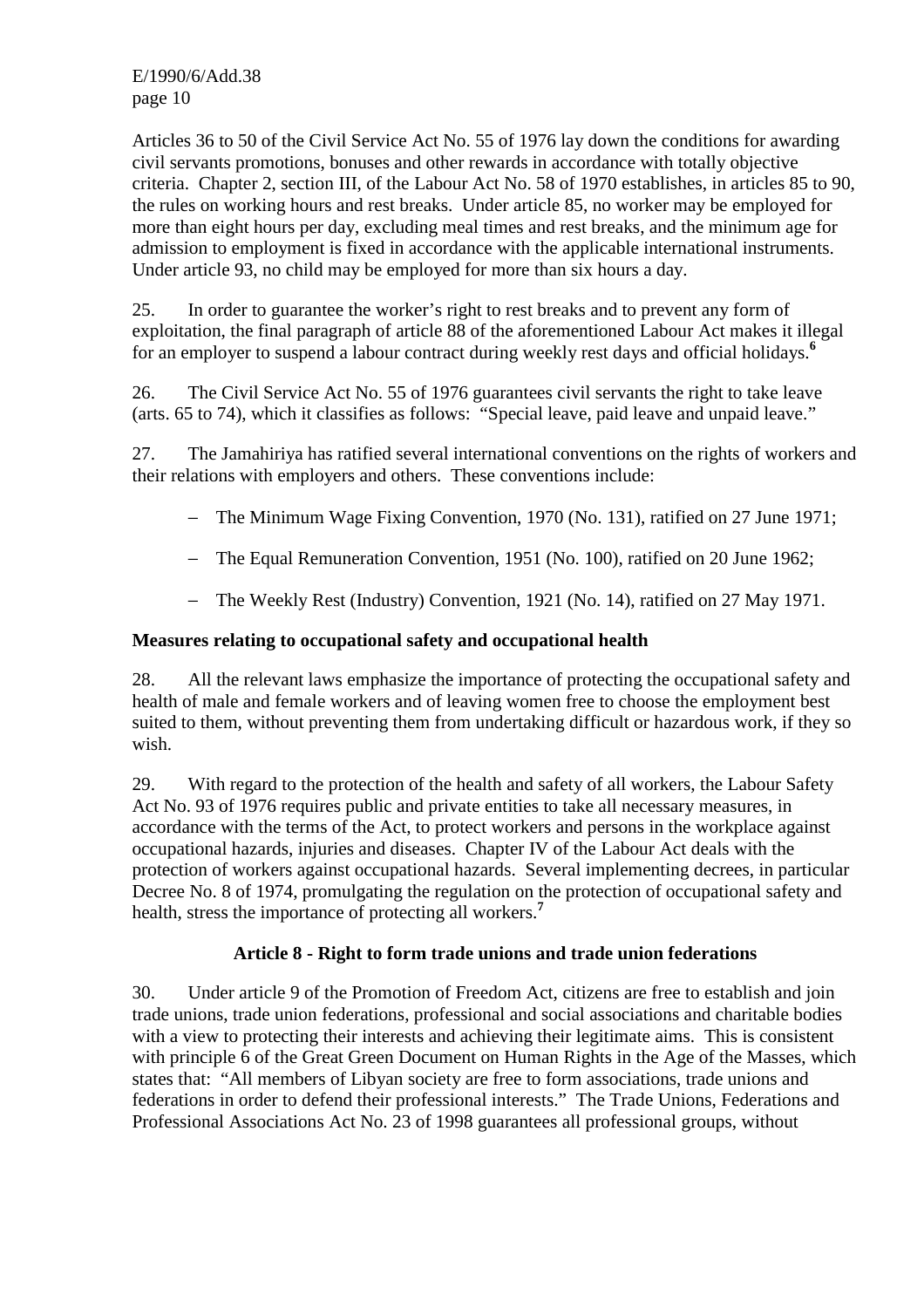Articles 36 to 50 of the Civil Service Act No. 55 of 1976 lay down the conditions for awarding civil servants promotions, bonuses and other rewards in accordance with totally objective criteria. Chapter 2, section III, of the Labour Act No. 58 of 1970 establishes, in articles 85 to 90, the rules on working hours and rest breaks. Under article 85, no worker may be employed for more than eight hours per day, excluding meal times and rest breaks, and the minimum age for admission to employment is fixed in accordance with the applicable international instruments. Under article 93, no child may be employed for more than six hours a day.

25. In order to guarantee the worker's right to rest breaks and to prevent any form of exploitation, the final paragraph of article 88 of the aforementioned Labour Act makes it illegal for an employer to suspend a labour contract during weekly rest days and official holidays.[6]

26. The Civil Service Act No. 55 of 1976 guarantees civil servants the right to take leave (arts. 65 to 74), which it classifies as follows: "Special leave, paid leave and unpaid leave."

27. The Jamahiriya has ratified several international conventions on the rights of workers and their relations with employers and others. These conventions include:

- The Minimum Wage Fixing Convention, 1970 (No. 131), ratified on 27 June 1971;
- The Equal Remuneration Convention, 1951 (No. 100), ratified on 20 June 1962;
- The Weekly Rest (Industry) Convention, 1921 (No. 14), ratified on 27 May 1971.

**Measures relating to occupational safety and occupational health**

28. All the relevant laws emphasize the importance of protecting the occupational safety and health of male and female workers and of leaving women free to choose the employment best suited to them, without preventing them from undertaking difficult or hazardous work, if they so wish.

29. With regard to the protection of the health and safety of all workers, the Labour Safety Act No. 93 of 1976 requires public and private entities to take all necessary measures, in accordance with the terms of the Act, to protect workers and persons in the workplace against occupational hazards, injuries and diseases. Chapter IV of the Labour Act deals with the protection of workers against occupational hazards. Several implementing decrees, in particular Decree No. 8 of 1974, promulgating the regulation on the protection of occupational safety and health, stress the importance of protecting all workers.[7]

## Article 8 - Right to form trade unions and trade union federations

30. Under article 9 of the Promotion of Freedom Act, citizens are free to establish and join trade unions, trade union federations, professional and social associations and charitable bodies with a view to protecting their interests and achieving their legitimate aims. This is consistent with principle 6 of the Great Green Document on Human Rights in the Age of the Masses, which states that: "All members of Libyan society are free to form associations, trade unions and federations in order to defend their professional interests." The Trade Unions, Federations and Professional Associations Act No. 23 of 1998 guarantees all professional groups, without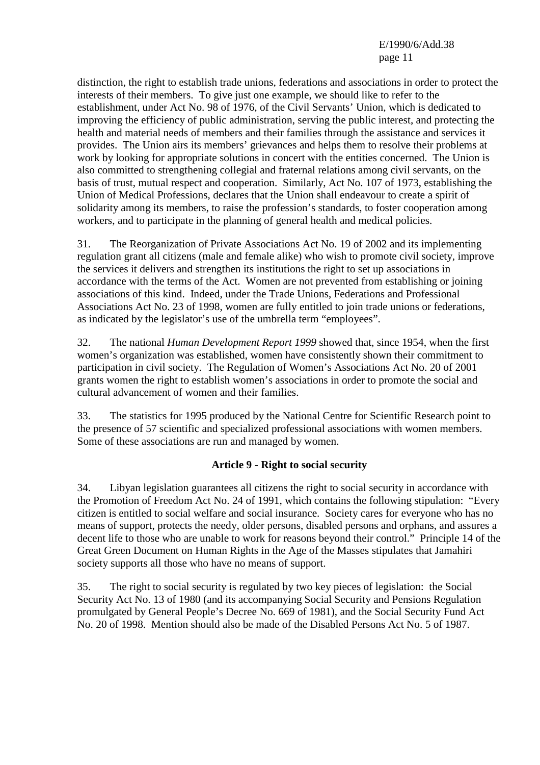distinction, the right to establish trade unions, federations and associations in order to protect the interests of their members. To give just one example, we should like to refer to the establishment, under Act No. 98 of 1976, of the Civil Servants' Union, which is dedicated to improving the efficiency of public administration, serving the public interest, and protecting the health and material needs of members and their families through the assistance and services it provides. The Union airs its members' grievances and helps them to resolve their problems at work by looking for appropriate solutions in concert with the entities concerned. The Union is also committed to strengthening collegial and fraternal relations among civil servants, on the basis of trust, mutual respect and cooperation. Similarly, Act No. 107 of 1973, establishing the Union of Medical Professions, declares that the Union shall endeavour to create a spirit of solidarity among its members, to raise the profession's standards, to foster cooperation among workers, and to participate in the planning of general health and medical policies.

31. The Reorganization of Private Associations Act No. 19 of 2002 and its implementing regulation grant all citizens (male and female alike) who wish to promote civil society, improve the services it delivers and strengthen its institutions the right to set up associations in accordance with the terms of the Act. Women are not prevented from establishing or joining associations of this kind. Indeed, under the Trade Unions, Federations and Professional Associations Act No. 23 of 1998, women are fully entitled to join trade unions or federations, as indicated by the legislator's use of the umbrella term "employees".

32. The national *Human Development Report 1999* showed that, since 1954, when the first women's organization was established, women have consistently shown their commitment to participation in civil society. The Regulation of Women's Associations Act No. 20 of 2001 grants women the right to establish women's associations in order to promote the social and cultural advancement of women and their families.

33. The statistics for 1995 produced by the National Centre for Scientific Research point to the presence of 57 scientific and specialized professional associations with women members. Some of these associations are run and managed by women.

## Article 9 - Right to social security

34. Libyan legislation guarantees all citizens the right to social security in accordance with the Promotion of Freedom Act No. 24 of 1991, which contains the following stipulation: "Every citizen is entitled to social welfare and social insurance. Society cares for everyone who has no means of support, protects the needy, older persons, disabled persons and orphans, and assures a decent life to those who are unable to work for reasons beyond their control." Principle 14 of the Great Green Document on Human Rights in the Age of the Masses stipulates that Jamahiri society supports all those who have no means of support.

35. The right to social security is regulated by two key pieces of legislation: the Social Security Act No. 13 of 1980 (and its accompanying Social Security and Pensions Regulation promulgated by General People's Decree No. 669 of 1981), and the Social Security Fund Act No. 20 of 1998. Mention should also be made of the Disabled Persons Act No. 5 of 1987.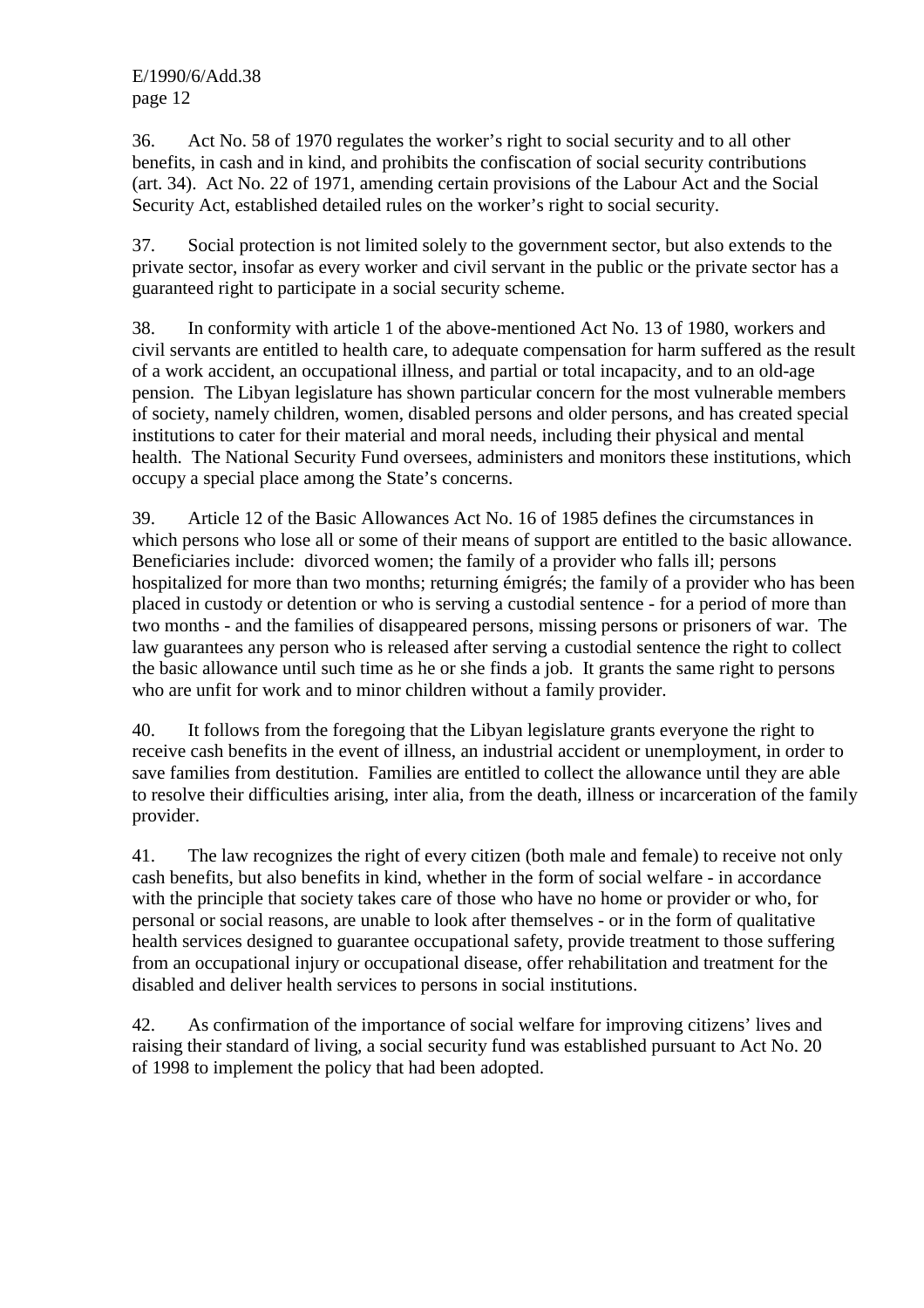36. Act No. 58 of 1970 regulates the worker's right to social security and to all other benefits, in cash and in kind, and prohibits the confiscation of social security contributions (art. 34). Act No. 22 of 1971, amending certain provisions of the Labour Act and the Social Security Act, established detailed rules on the worker's right to social security.

37. Social protection is not limited solely to the government sector, but also extends to the private sector, insofar as every worker and civil servant in the public or the private sector has a guaranteed right to participate in a social security scheme.

38. In conformity with article 1 of the above-mentioned Act No. 13 of 1980, workers and civil servants are entitled to health care, to adequate compensation for harm suffered as the result of a work accident, an occupational illness, and partial or total incapacity, and to an old-age pension. The Libyan legislature has shown particular concern for the most vulnerable members of society, namely children, women, disabled persons and older persons, and has created special institutions to cater for their material and moral needs, including their physical and mental health. The National Security Fund oversees, administers and monitors these institutions, which occupy a special place among the State's concerns.

39. Article 12 of the Basic Allowances Act No. 16 of 1985 defines the circumstances in which persons who lose all or some of their means of support are entitled to the basic allowance. Beneficiaries include: divorced women; the family of a provider who falls ill; persons hospitalized for more than two months; returning émigrés; the family of a provider who has been placed in custody or detention or who is serving a custodial sentence - for a period of more than two months - and the families of disappeared persons, missing persons or prisoners of war. The law guarantees any person who is released after serving a custodial sentence the right to collect the basic allowance until such time as he or she finds a job. It grants the same right to persons who are unfit for work and to minor children without a family provider.

40. It follows from the foregoing that the Libyan legislature grants everyone the right to receive cash benefits in the event of illness, an industrial accident or unemployment, in order to save families from destitution. Families are entitled to collect the allowance until they are able to resolve their difficulties arising, inter alia, from the death, illness or incarceration of the family provider.

41. The law recognizes the right of every citizen (both male and female) to receive not only cash benefits, but also benefits in kind, whether in the form of social welfare - in accordance with the principle that society takes care of those who have no home or provider or who, for personal or social reasons, are unable to look after themselves - or in the form of qualitative health services designed to guarantee occupational safety, provide treatment to those suffering from an occupational injury or occupational disease, offer rehabilitation and treatment for the disabled and deliver health services to persons in social institutions.

42. As confirmation of the importance of social welfare for improving citizens' lives and raising their standard of living, a social security fund was established pursuant to Act No. 20 of 1998 to implement the policy that had been adopted.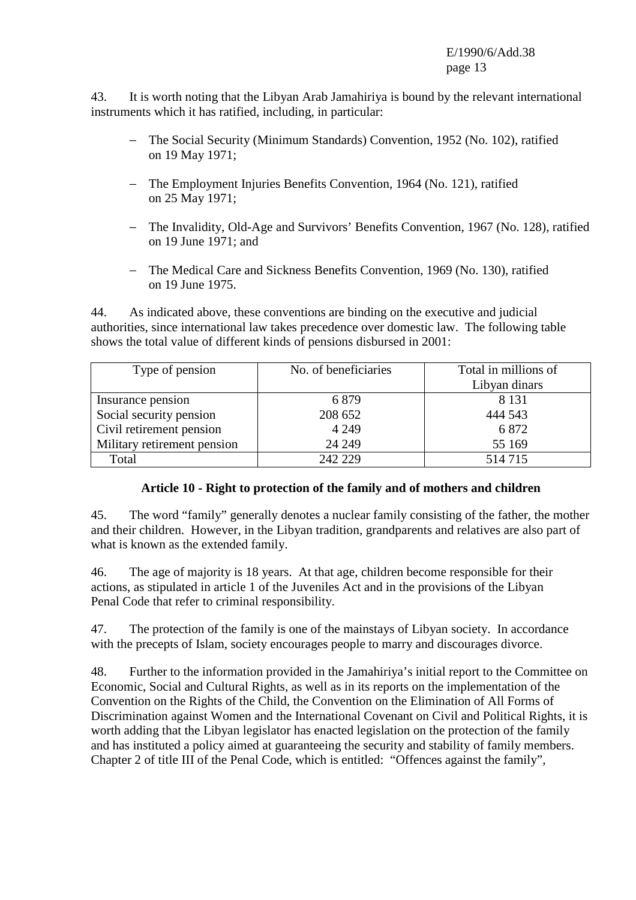43. It is worth noting that the Libyan Arab Jamahiriya is bound by the relevant international instruments which it has ratified, including, in particular:

- The Social Security (Minimum Standards) Convention, 1952 (No. 102), ratified on 19 May 1971;

- The Employment Injuries Benefits Convention, 1964 (No. 121), ratified on 25 May 1971;

- The Invalidity, Old-Age and Survivors' Benefits Convention, 1967 (No. 128), ratified on 19 June 1971; and

- The Medical Care and Sickness Benefits Convention, 1969 (No. 130), ratified on 19 June 1975.

44. As indicated above, these conventions are binding on the executive and judicial authorities, since international law takes precedence over domestic law. The following table shows the total value of different kinds of pensions disbursed in 2001:

| Type of pension | No. of beneficiaries | Total in millions of Libyan dinars |
| --- | --- | --- |
| Insurance pension | 6 879 | 8 131 |
| Social security pension | 208 652 | 444 543 |
| Civil retirement pension | 4 249 | 6 872 |
| Military retirement pension | 24 249 | 55 169 |
| Total | 242 229 | 514 715 |

### Article 10 - Right to protection of the family and of mothers and children

45. The word "family" generally denotes a nuclear family consisting of the father, the mother and their children. However, in the Libyan tradition, grandparents and relatives are also part of what is known as the extended family.

46. The age of majority is 18 years. At that age, children become responsible for their actions, as stipulated in article 1 of the Juveniles Act and in the provisions of the Libyan Penal Code that refer to criminal responsibility.

47. The protection of the family is one of the mainstays of Libyan society. In accordance with the precepts of Islam, society encourages people to marry and discourages divorce.

48. Further to the information provided in the Jamahiriya's initial report to the Committee on Economic, Social and Cultural Rights, as well as in its reports on the implementation of the Convention on the Rights of the Child, the Convention on the Elimination of All Forms of Discrimination against Women and the International Covenant on Civil and Political Rights, it is worth adding that the Libyan legislator has enacted legislation on the protection of the family and has instituted a policy aimed at guaranteeing the security and stability of family members. Chapter 2 of title III of the Penal Code, which is entitled: "Offences against the family",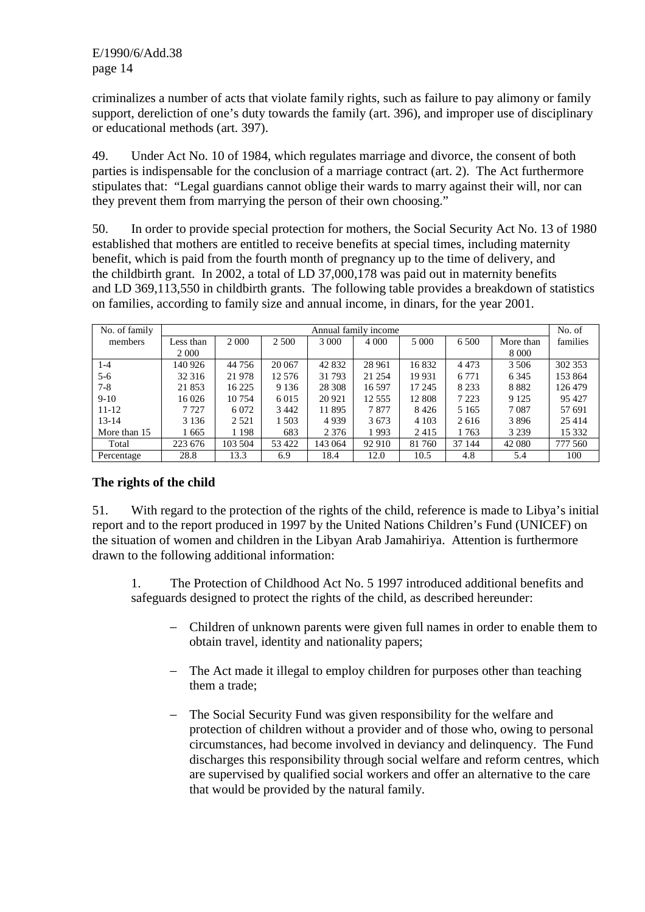criminalizes a number of acts that violate family rights, such as failure to pay alimony or family support, dereliction of one's duty towards the family (art. 396), and improper use of disciplinary or educational methods (art. 397).

49. Under Act No. 10 of 1984, which regulates marriage and divorce, the consent of both parties is indispensable for the conclusion of a marriage contract (art. 2). The Act furthermore stipulates that: "Legal guardians cannot oblige their wards to marry against their will, nor can they prevent them from marrying the person of their own choosing."

50. In order to provide special protection for mothers, the Social Security Act No. 13 of 1980 established that mothers are entitled to receive benefits at special times, including maternity benefit, which is paid from the fourth month of pregnancy up to the time of delivery, and the childbirth grant. In 2002, a total of LD 37,000,178 was paid out in maternity benefits and LD 369,113,550 in childbirth grants. The following table provides a breakdown of statistics on families, according to family size and annual income, in dinars, for the year 2001.

| No. of family members | Annual family income | | | | | | | | No. of families |
|---|---|---|---|---|---|---|---|---|---|
| | Less than 2 000 | 2 000 | 2 500 | 3 000 | 4 000 | 5 000 | 6 500 | More than 8 000 | |
| 1-4 | 140 926 | 44 756 | 20 067 | 42 832 | 28 961 | 16 832 | 4 473 | 3 506 | 302 353 |
| 5-6 | 32 316 | 21 978 | 12 576 | 31 793 | 21 254 | 19 931 | 6 771 | 6 345 | 153 864 |
| 7-8 | 21 853 | 16 225 | 9 136 | 28 308 | 16 597 | 17 245 | 8 233 | 8 882 | 126 479 |
| 9-10 | 16 026 | 10 754 | 6 015 | 20 921 | 12 555 | 12 808 | 7 223 | 9 125 | 95 427 |
| 11-12 | 7 727 | 6 072 | 3 442 | 11 895 | 7 877 | 8 426 | 5 165 | 7 087 | 57 691 |
| 13-14 | 3 136 | 2 521 | 1 503 | 4 939 | 3 673 | 4 103 | 2 616 | 3 896 | 25 414 |
| More than 15 | 1 665 | 1 198 | 683 | 2 376 | 1 993 | 2 415 | 1 763 | 3 239 | 15 332 |
| Total | 223 676 | 103 504 | 53 422 | 143 064 | 92 910 | 81 760 | 37 144 | 42 080 | 777 560 |
| Percentage | 28.8 | 13.3 | 6.9 | 18.4 | 12.0 | 10.5 | 4.8 | 5.4 | 100 |

## The rights of the child

51. With regard to the protection of the rights of the child, reference is made to Libya's initial report and to the report produced in 1997 by the United Nations Children's Fund (UNICEF) on the situation of women and children in the Libyan Arab Jamahiriya. Attention is furthermore drawn to the following additional information:

1. The Protection of Childhood Act No. 5 1997 introduced additional benefits and safeguards designed to protect the rights of the child, as described hereunder:

   - Children of unknown parents were given full names in order to enable them to obtain travel, identity and nationality papers;

   - The Act made it illegal to employ children for purposes other than teaching them a trade;

   - The Social Security Fund was given responsibility for the welfare and protection of children without a provider and of those who, owing to personal circumstances, had become involved in deviancy and delinquency. The Fund discharges this responsibility through social welfare and reform centres, which are supervised by qualified social workers and offer an alternative to the care that would be provided by the natural family.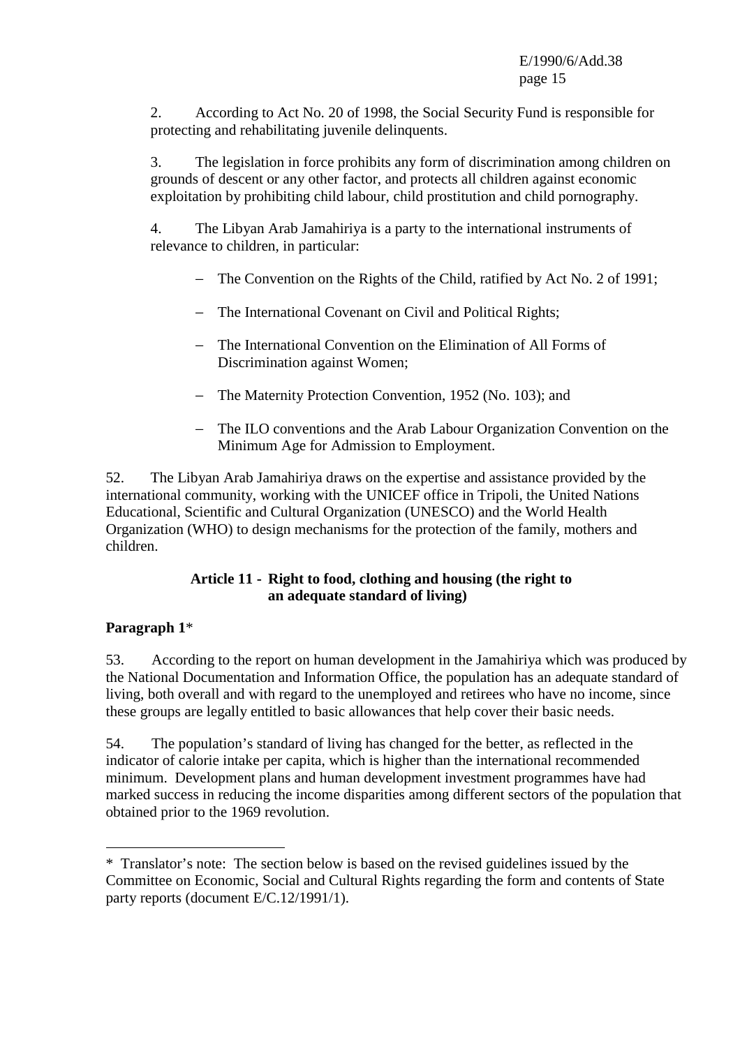2. According to Act No. 20 of 1998, the Social Security Fund is responsible for protecting and rehabilitating juvenile delinquents.

3. The legislation in force prohibits any form of discrimination among children on grounds of descent or any other factor, and protects all children against economic exploitation by prohibiting child labour, child prostitution and child pornography.

4. The Libyan Arab Jamahiriya is a party to the international instruments of relevance to children, in particular:

- The Convention on the Rights of the Child, ratified by Act No. 2 of 1991;
- The International Covenant on Civil and Political Rights;
- The International Convention on the Elimination of All Forms of Discrimination against Women;
- The Maternity Protection Convention, 1952 (No. 103); and
- The ILO conventions and the Arab Labour Organization Convention on the Minimum Age for Admission to Employment.

52. The Libyan Arab Jamahiriya draws on the expertise and assistance provided by the international community, working with the UNICEF office in Tripoli, the United Nations Educational, Scientific and Cultural Organization (UNESCO) and the World Health Organization (WHO) to design mechanisms for the protection of the family, mothers and children.

### Article 11 - Right to food, clothing and housing (the right to an adequate standard of living)

**Paragraph 1***

53. According to the report on human development in the Jamahiriya which was produced by the National Documentation and Information Office, the population has an adequate standard of living, both overall and with regard to the unemployed and retirees who have no income, since these groups are legally entitled to basic allowances that help cover their basic needs.

54. The population's standard of living has changed for the better, as reflected in the indicator of calorie intake per capita, which is higher than the international recommended minimum. Development plans and human development investment programmes have had marked success in reducing the income disparities among different sectors of the population that obtained prior to the 1969 revolution.

---

* Translator's note: The section below is based on the revised guidelines issued by the Committee on Economic, Social and Cultural Rights regarding the form and contents of State party reports (document E/C.12/1991/1).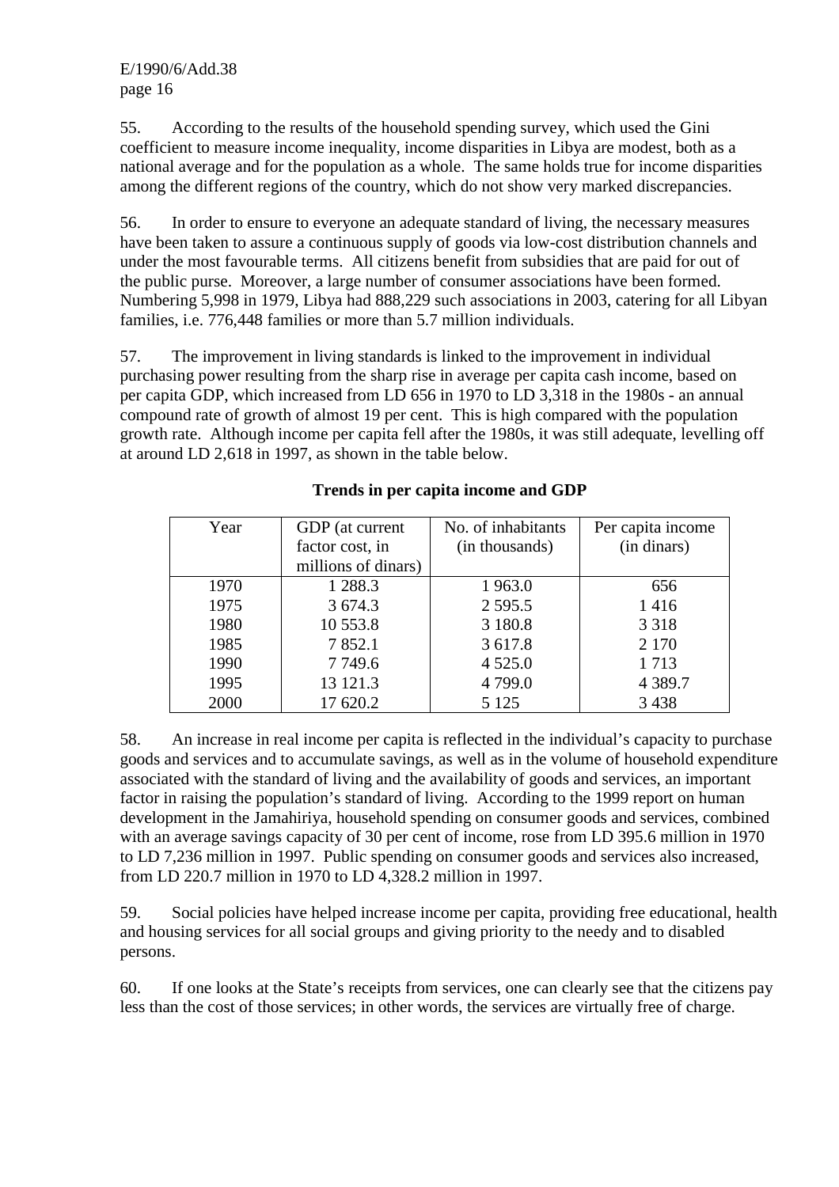55. According to the results of the household spending survey, which used the Gini coefficient to measure income inequality, income disparities in Libya are modest, both as a national average and for the population as a whole. The same holds true for income disparities among the different regions of the country, which do not show very marked discrepancies.

56. In order to ensure to everyone an adequate standard of living, the necessary measures have been taken to assure a continuous supply of goods via low-cost distribution channels and under the most favourable terms. All citizens benefit from subsidies that are paid for out of the public purse. Moreover, a large number of consumer associations have been formed. Numbering 5,998 in 1979, Libya had 888,229 such associations in 2003, catering for all Libyan families, i.e. 776,448 families or more than 5.7 million individuals.

57. The improvement in living standards is linked to the improvement in individual purchasing power resulting from the sharp rise in average per capita cash income, based on per capita GDP, which increased from LD 656 in 1970 to LD 3,318 in the 1980s - an annual compound rate of growth of almost 19 per cent. This is high compared with the population growth rate. Although income per capita fell after the 1980s, it was still adequate, levelling off at around LD 2,618 in 1997, as shown in the table below.

**Trends in per capita income and GDP**

| Year | GDP (at current factor cost, in millions of dinars) | No. of inhabitants (in thousands) | Per capita income (in dinars) |
|---|---|---|---|
| 1970 | 1 288.3 | 1 963.0 | 656 |
| 1975 | 3 674.3 | 2 595.5 | 1 416 |
| 1980 | 10 553.8 | 3 180.8 | 3 318 |
| 1985 | 7 852.1 | 3 617.8 | 2 170 |
| 1990 | 7 749.6 | 4 525.0 | 1 713 |
| 1995 | 13 121.3 | 4 799.0 | 4 389.7 |
| 2000 | 17 620.2 | 5 125 | 3 438 |

58. An increase in real income per capita is reflected in the individual's capacity to purchase goods and services and to accumulate savings, as well as in the volume of household expenditure associated with the standard of living and the availability of goods and services, an important factor in raising the population's standard of living. According to the 1999 report on human development in the Jamahiriya, household spending on consumer goods and services, combined with an average savings capacity of 30 per cent of income, rose from LD 395.6 million in 1970 to LD 7,236 million in 1997. Public spending on consumer goods and services also increased, from LD 220.7 million in 1970 to LD 4,328.2 million in 1997.

59. Social policies have helped increase income per capita, providing free educational, health and housing services for all social groups and giving priority to the needy and to disabled persons.

60. If one looks at the State's receipts from services, one can clearly see that the citizens pay less than the cost of those services; in other words, the services are virtually free of charge.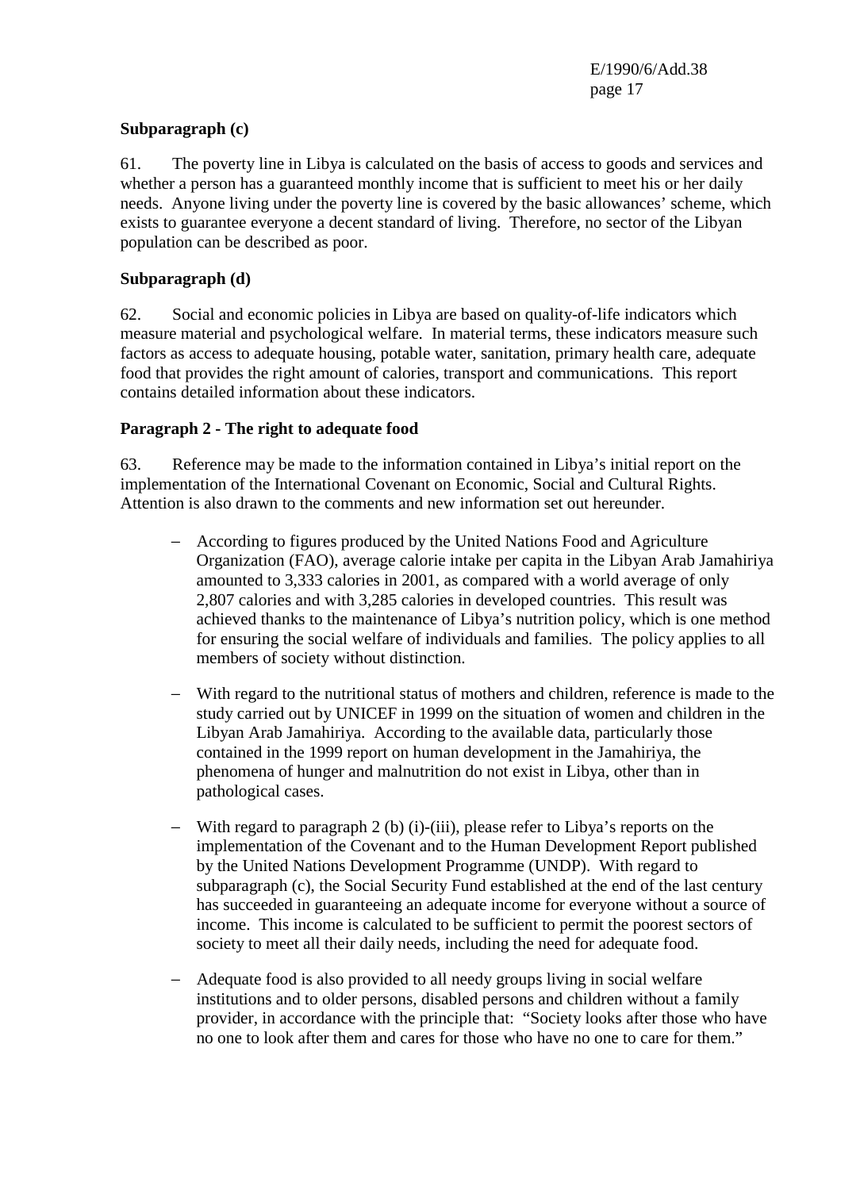**Subparagraph (c)**

61. The poverty line in Libya is calculated on the basis of access to goods and services and whether a person has a guaranteed monthly income that is sufficient to meet his or her daily needs. Anyone living under the poverty line is covered by the basic allowances' scheme, which exists to guarantee everyone a decent standard of living. Therefore, no sector of the Libyan population can be described as poor.

**Subparagraph (d)**

62. Social and economic policies in Libya are based on quality-of-life indicators which measure material and psychological welfare. In material terms, these indicators measure such factors as access to adequate housing, potable water, sanitation, primary health care, adequate food that provides the right amount of calories, transport and communications. This report contains detailed information about these indicators.

**Paragraph 2 - The right to adequate food**

63. Reference may be made to the information contained in Libya's initial report on the implementation of the International Covenant on Economic, Social and Cultural Rights. Attention is also drawn to the comments and new information set out hereunder.

- According to figures produced by the United Nations Food and Agriculture Organization (FAO), average calorie intake per capita in the Libyan Arab Jamahiriya amounted to 3,333 calories in 2001, as compared with a world average of only 2,807 calories and with 3,285 calories in developed countries. This result was achieved thanks to the maintenance of Libya's nutrition policy, which is one method for ensuring the social welfare of individuals and families. The policy applies to all members of society without distinction.

- With regard to the nutritional status of mothers and children, reference is made to the study carried out by UNICEF in 1999 on the situation of women and children in the Libyan Arab Jamahiriya. According to the available data, particularly those contained in the 1999 report on human development in the Jamahiriya, the phenomena of hunger and malnutrition do not exist in Libya, other than in pathological cases.

- With regard to paragraph 2 (b) (i)-(iii), please refer to Libya's reports on the implementation of the Covenant and to the Human Development Report published by the United Nations Development Programme (UNDP). With regard to subparagraph (c), the Social Security Fund established at the end of the last century has succeeded in guaranteeing an adequate income for everyone without a source of income. This income is calculated to be sufficient to permit the poorest sectors of society to meet all their daily needs, including the need for adequate food.

- Adequate food is also provided to all needy groups living in social welfare institutions and to older persons, disabled persons and children without a family provider, in accordance with the principle that: "Society looks after those who have no one to look after them and cares for those who have no one to care for them."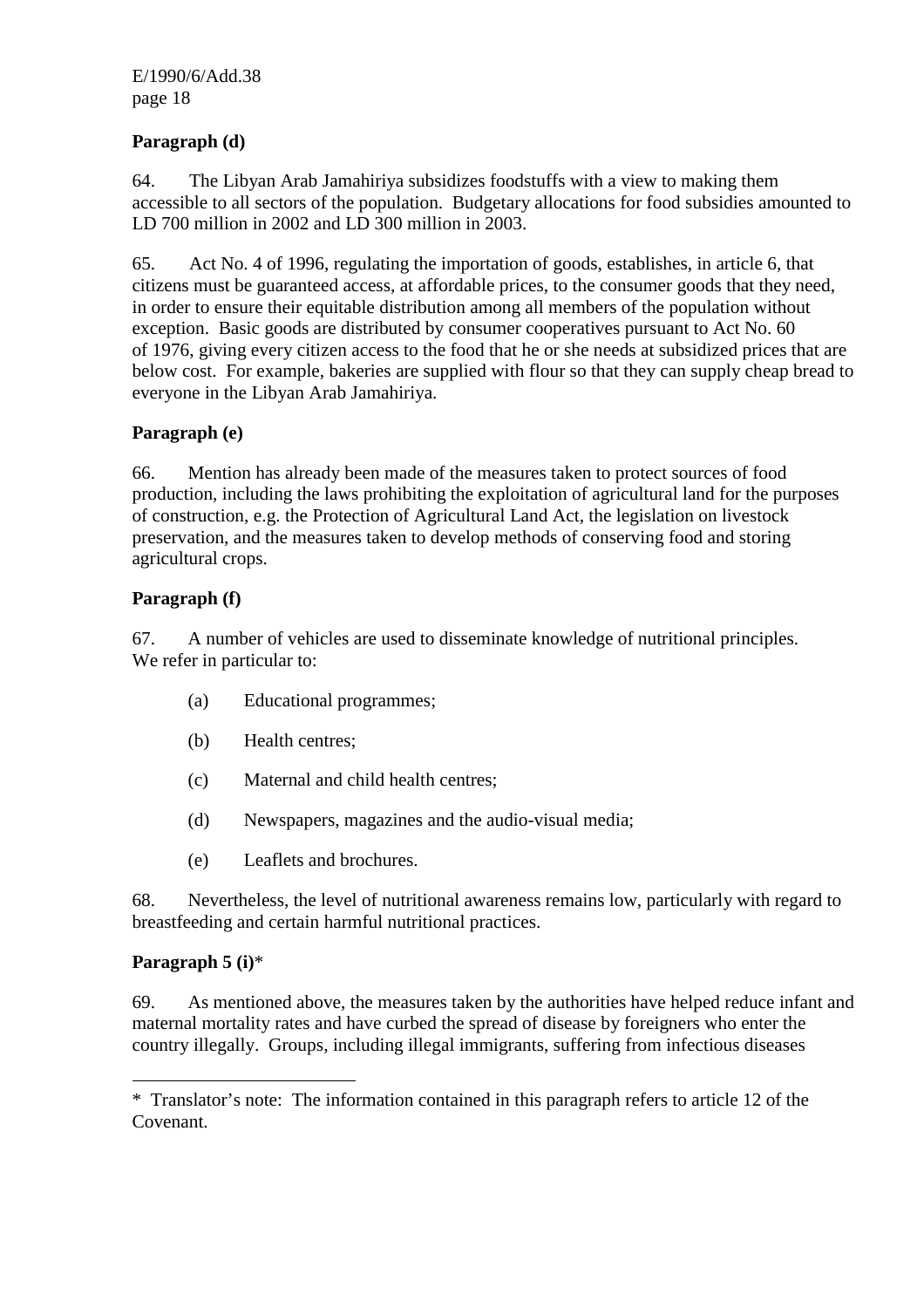**Paragraph (d)**

64. The Libyan Arab Jamahiriya subsidizes foodstuffs with a view to making them accessible to all sectors of the population. Budgetary allocations for food subsidies amounted to LD 700 million in 2002 and LD 300 million in 2003.

65. Act No. 4 of 1996, regulating the importation of goods, establishes, in article 6, that citizens must be guaranteed access, at affordable prices, to the consumer goods that they need, in order to ensure their equitable distribution among all members of the population without exception. Basic goods are distributed by consumer cooperatives pursuant to Act No. 60 of 1976, giving every citizen access to the food that he or she needs at subsidized prices that are below cost. For example, bakeries are supplied with flour so that they can supply cheap bread to everyone in the Libyan Arab Jamahiriya.

**Paragraph (e)**

66. Mention has already been made of the measures taken to protect sources of food production, including the laws prohibiting the exploitation of agricultural land for the purposes of construction, e.g. the Protection of Agricultural Land Act, the legislation on livestock preservation, and the measures taken to develop methods of conserving food and storing agricultural crops.

**Paragraph (f)**

67. A number of vehicles are used to disseminate knowledge of nutritional principles. We refer in particular to:

(a) Educational programmes;

(b) Health centres;

(c) Maternal and child health centres;

(d) Newspapers, magazines and the audio-visual media;

(e) Leaflets and brochures.

68. Nevertheless, the level of nutritional awareness remains low, particularly with regard to breastfeeding and certain harmful nutritional practices.

**Paragraph 5 (i)***

69. As mentioned above, the measures taken by the authorities have helped reduce infant and maternal mortality rates and have curbed the spread of disease by foreigners who enter the country illegally. Groups, including illegal immigrants, suffering from infectious diseases

---

* Translator's note: The information contained in this paragraph refers to article 12 of the Covenant.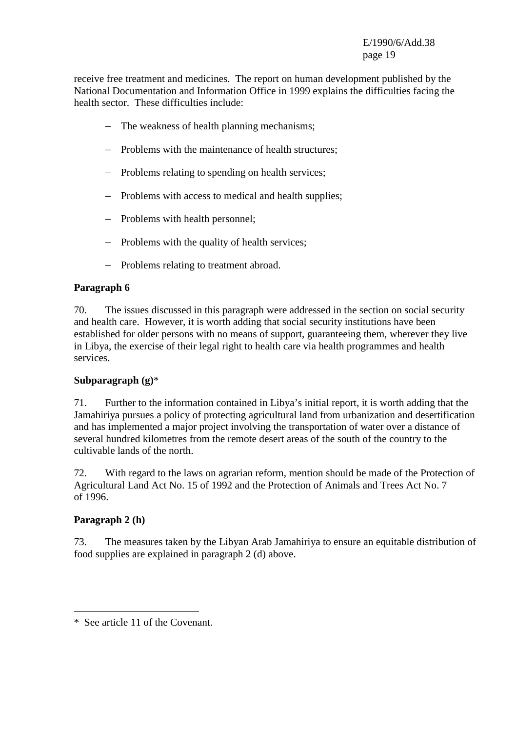receive free treatment and medicines. The report on human development published by the National Documentation and Information Office in 1999 explains the difficulties facing the health sector. These difficulties include:

- The weakness of health planning mechanisms;
- Problems with the maintenance of health structures;
- Problems relating to spending on health services;
- Problems with access to medical and health supplies;
- Problems with health personnel;
- Problems with the quality of health services;
- Problems relating to treatment abroad.

**Paragraph 6**

70. The issues discussed in this paragraph were addressed in the section on social security and health care. However, it is worth adding that social security institutions have been established for older persons with no means of support, guaranteeing them, wherever they live in Libya, the exercise of their legal right to health care via health programmes and health services.

**Subparagraph (g)***

71. Further to the information contained in Libya's initial report, it is worth adding that the Jamahiriya pursues a policy of protecting agricultural land from urbanization and desertification and has implemented a major project involving the transportation of water over a distance of several hundred kilometres from the remote desert areas of the south of the country to the cultivable lands of the north.

72. With regard to the laws on agrarian reform, mention should be made of the Protection of Agricultural Land Act No. 15 of 1992 and the Protection of Animals and Trees Act No. 7 of 1996.

**Paragraph 2 (h)**

73. The measures taken by the Libyan Arab Jamahiriya to ensure an equitable distribution of food supplies are explained in paragraph 2 (d) above.

---

* See article 11 of the Covenant.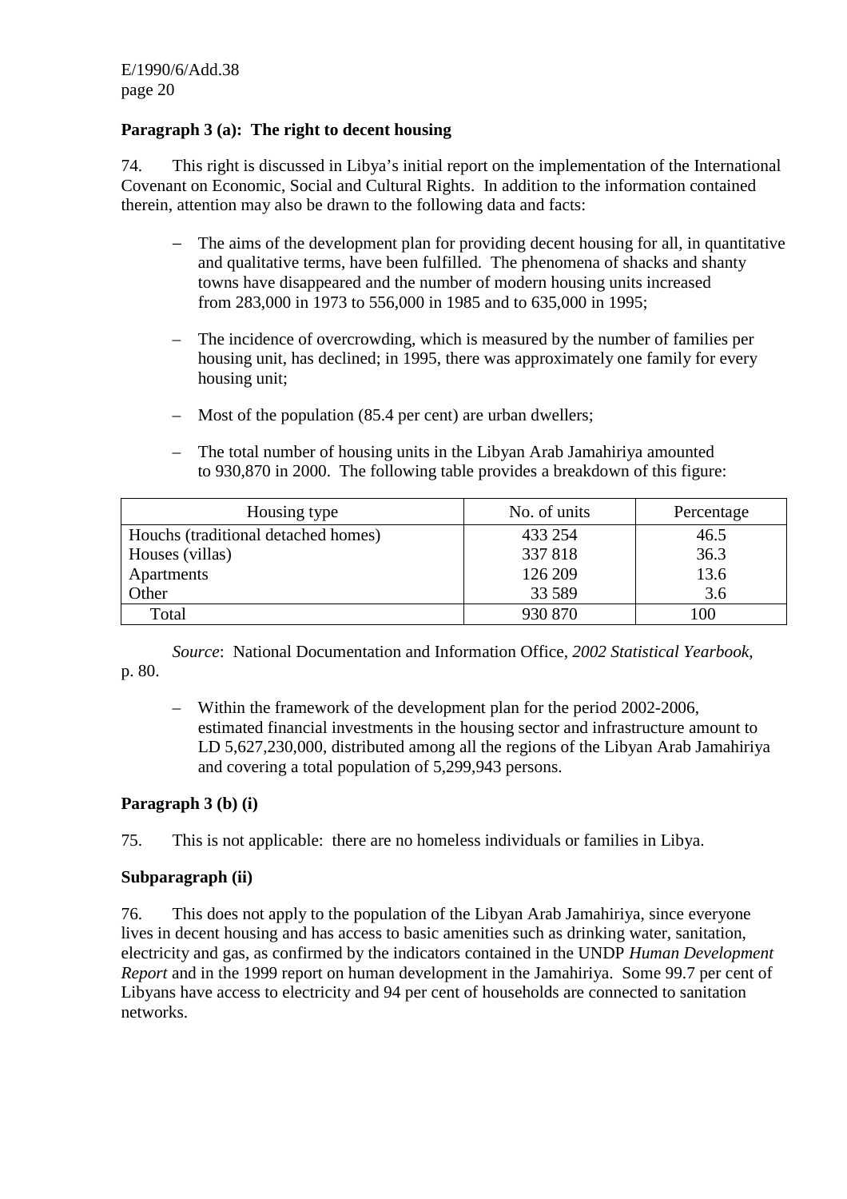**Paragraph 3 (a): The right to decent housing**

74. This right is discussed in Libya's initial report on the implementation of the International Covenant on Economic, Social and Cultural Rights. In addition to the information contained therein, attention may also be drawn to the following data and facts:

- The aims of the development plan for providing decent housing for all, in quantitative and qualitative terms, have been fulfilled. The phenomena of shacks and shanty towns have disappeared and the number of modern housing units increased from 283,000 in 1973 to 556,000 in 1985 and to 635,000 in 1995;

- The incidence of overcrowding, which is measured by the number of families per housing unit, has declined; in 1995, there was approximately one family for every housing unit;

- Most of the population (85.4 per cent) are urban dwellers;

- The total number of housing units in the Libyan Arab Jamahiriya amounted to 930,870 in 2000. The following table provides a breakdown of this figure:

| Housing type | No. of units | Percentage |
|---|---|---|
| Houchs (traditional detached homes) | 433 254 | 46.5 |
| Houses (villas) | 337 818 | 36.3 |
| Apartments | 126 209 | 13.6 |
| Other | 33 589 | 3.6 |
| Total | 930 870 | 100 |

*Source*: National Documentation and Information Office, *2002 Statistical Yearbook*, p. 80.

- Within the framework of the development plan for the period 2002-2006, estimated financial investments in the housing sector and infrastructure amount to LD 5,627,230,000, distributed among all the regions of the Libyan Arab Jamahiriya and covering a total population of 5,299,943 persons.

**Paragraph 3 (b) (i)**

75. This is not applicable: there are no homeless individuals or families in Libya.

**Subparagraph (ii)**

76. This does not apply to the population of the Libyan Arab Jamahiriya, since everyone lives in decent housing and has access to basic amenities such as drinking water, sanitation, electricity and gas, as confirmed by the indicators contained in the UNDP *Human Development Report* and in the 1999 report on human development in the Jamahiriya. Some 99.7 per cent of Libyans have access to electricity and 94 per cent of households are connected to sanitation networks.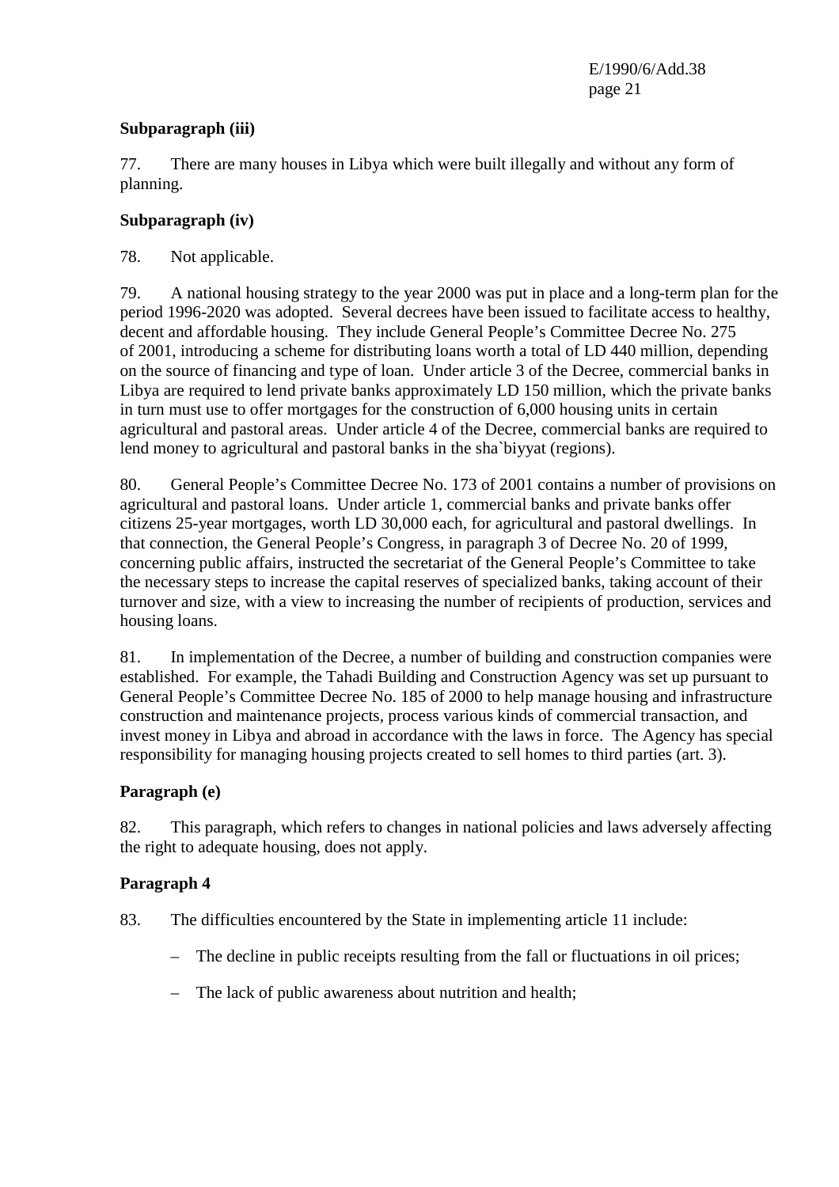**Subparagraph (iii)**

77. There are many houses in Libya which were built illegally and without any form of planning.

**Subparagraph (iv)**

78. Not applicable.

79. A national housing strategy to the year 2000 was put in place and a long-term plan for the period 1996-2020 was adopted. Several decrees have been issued to facilitate access to healthy, decent and affordable housing. They include General People's Committee Decree No. 275 of 2001, introducing a scheme for distributing loans worth a total of LD 440 million, depending on the source of financing and type of loan. Under article 3 of the Decree, commercial banks in Libya are required to lend private banks approximately LD 150 million, which the private banks in turn must use to offer mortgages for the construction of 6,000 housing units in certain agricultural and pastoral areas. Under article 4 of the Decree, commercial banks are required to lend money to agricultural and pastoral banks in the sha`biyyat (regions).

80. General People's Committee Decree No. 173 of 2001 contains a number of provisions on agricultural and pastoral loans. Under article 1, commercial banks and private banks offer citizens 25-year mortgages, worth LD 30,000 each, for agricultural and pastoral dwellings. In that connection, the General People's Congress, in paragraph 3 of Decree No. 20 of 1999, concerning public affairs, instructed the secretariat of the General People's Committee to take the necessary steps to increase the capital reserves of specialized banks, taking account of their turnover and size, with a view to increasing the number of recipients of production, services and housing loans.

81. In implementation of the Decree, a number of building and construction companies were established. For example, the Tahadi Building and Construction Agency was set up pursuant to General People's Committee Decree No. 185 of 2000 to help manage housing and infrastructure construction and maintenance projects, process various kinds of commercial transaction, and invest money in Libya and abroad in accordance with the laws in force. The Agency has special responsibility for managing housing projects created to sell homes to third parties (art. 3).

**Paragraph (e)**

82. This paragraph, which refers to changes in national policies and laws adversely affecting the right to adequate housing, does not apply.

**Paragraph 4**

83. The difficulties encountered by the State in implementing article 11 include:

- The decline in public receipts resulting from the fall or fluctuations in oil prices;
- The lack of public awareness about nutrition and health;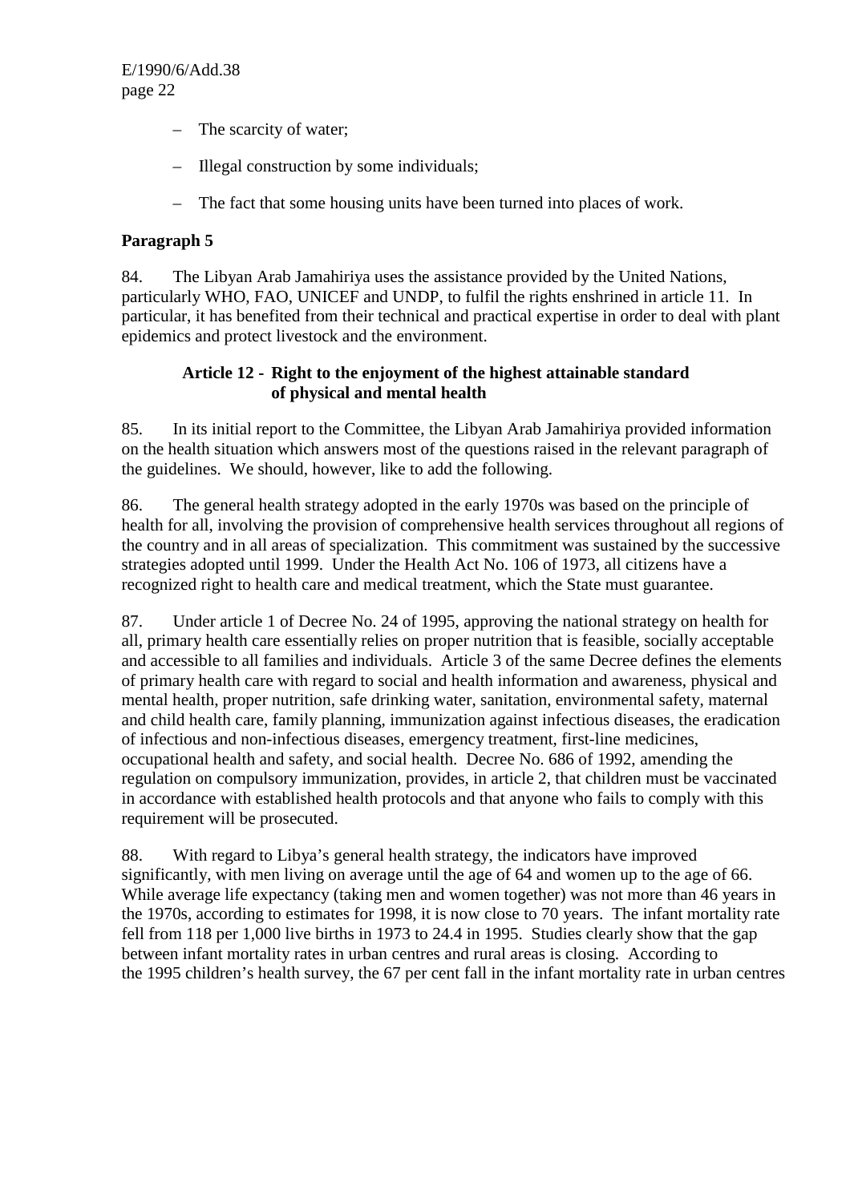- The scarcity of water;
- Illegal construction by some individuals;
- The fact that some housing units have been turned into places of work.

**Paragraph 5**

84. The Libyan Arab Jamahiriya uses the assistance provided by the United Nations, particularly WHO, FAO, UNICEF and UNDP, to fulfil the rights enshrined in article 11. In particular, it has benefited from their technical and practical expertise in order to deal with plant epidemics and protect livestock and the environment.

**Article 12 - Right to the enjoyment of the highest attainable standard of physical and mental health**

85. In its initial report to the Committee, the Libyan Arab Jamahiriya provided information on the health situation which answers most of the questions raised in the relevant paragraph of the guidelines. We should, however, like to add the following.

86. The general health strategy adopted in the early 1970s was based on the principle of health for all, involving the provision of comprehensive health services throughout all regions of the country and in all areas of specialization. This commitment was sustained by the successive strategies adopted until 1999. Under the Health Act No. 106 of 1973, all citizens have a recognized right to health care and medical treatment, which the State must guarantee.

87. Under article 1 of Decree No. 24 of 1995, approving the national strategy on health for all, primary health care essentially relies on proper nutrition that is feasible, socially acceptable and accessible to all families and individuals. Article 3 of the same Decree defines the elements of primary health care with regard to social and health information and awareness, physical and mental health, proper nutrition, safe drinking water, sanitation, environmental safety, maternal and child health care, family planning, immunization against infectious diseases, the eradication of infectious and non-infectious diseases, emergency treatment, first-line medicines, occupational health and safety, and social health. Decree No. 686 of 1992, amending the regulation on compulsory immunization, provides, in article 2, that children must be vaccinated in accordance with established health protocols and that anyone who fails to comply with this requirement will be prosecuted.

88. With regard to Libya's general health strategy, the indicators have improved significantly, with men living on average until the age of 64 and women up to the age of 66. While average life expectancy (taking men and women together) was not more than 46 years in the 1970s, according to estimates for 1998, it is now close to 70 years. The infant mortality rate fell from 118 per 1,000 live births in 1973 to 24.4 in 1995. Studies clearly show that the gap between infant mortality rates in urban centres and rural areas is closing. According to the 1995 children's health survey, the 67 per cent fall in the infant mortality rate in urban centres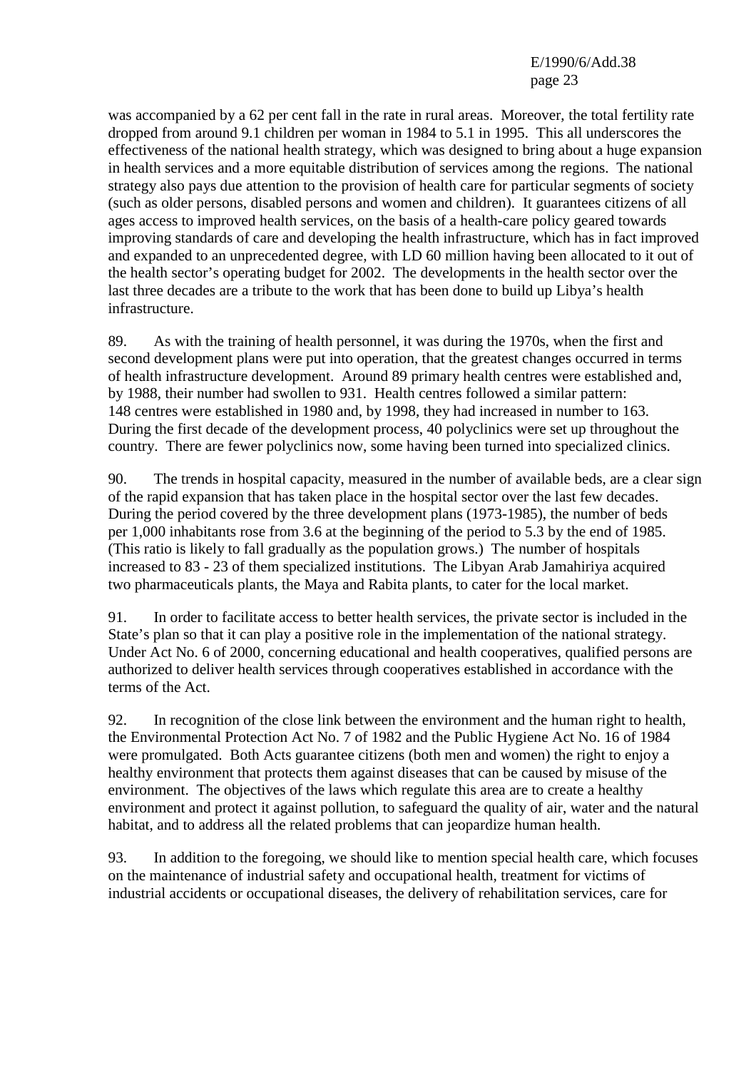was accompanied by a 62 per cent fall in the rate in rural areas. Moreover, the total fertility rate dropped from around 9.1 children per woman in 1984 to 5.1 in 1995. This all underscores the effectiveness of the national health strategy, which was designed to bring about a huge expansion in health services and a more equitable distribution of services among the regions. The national strategy also pays due attention to the provision of health care for particular segments of society (such as older persons, disabled persons and women and children). It guarantees citizens of all ages access to improved health services, on the basis of a health-care policy geared towards improving standards of care and developing the health infrastructure, which has in fact improved and expanded to an unprecedented degree, with LD 60 million having been allocated to it out of the health sector's operating budget for 2002. The developments in the health sector over the last three decades are a tribute to the work that has been done to build up Libya's health infrastructure.

89. As with the training of health personnel, it was during the 1970s, when the first and second development plans were put into operation, that the greatest changes occurred in terms of health infrastructure development. Around 89 primary health centres were established and, by 1988, their number had swollen to 931. Health centres followed a similar pattern: 148 centres were established in 1980 and, by 1998, they had increased in number to 163. During the first decade of the development process, 40 polyclinics were set up throughout the country. There are fewer polyclinics now, some having been turned into specialized clinics.

90. The trends in hospital capacity, measured in the number of available beds, are a clear sign of the rapid expansion that has taken place in the hospital sector over the last few decades. During the period covered by the three development plans (1973-1985), the number of beds per 1,000 inhabitants rose from 3.6 at the beginning of the period to 5.3 by the end of 1985. (This ratio is likely to fall gradually as the population grows.) The number of hospitals increased to 83 - 23 of them specialized institutions. The Libyan Arab Jamahiriya acquired two pharmaceuticals plants, the Maya and Rabita plants, to cater for the local market.

91. In order to facilitate access to better health services, the private sector is included in the State's plan so that it can play a positive role in the implementation of the national strategy. Under Act No. 6 of 2000, concerning educational and health cooperatives, qualified persons are authorized to deliver health services through cooperatives established in accordance with the terms of the Act.

92. In recognition of the close link between the environment and the human right to health, the Environmental Protection Act No. 7 of 1982 and the Public Hygiene Act No. 16 of 1984 were promulgated. Both Acts guarantee citizens (both men and women) the right to enjoy a healthy environment that protects them against diseases that can be caused by misuse of the environment. The objectives of the laws which regulate this area are to create a healthy environment and protect it against pollution, to safeguard the quality of air, water and the natural habitat, and to address all the related problems that can jeopardize human health.

93. In addition to the foregoing, we should like to mention special health care, which focuses on the maintenance of industrial safety and occupational health, treatment for victims of industrial accidents or occupational diseases, the delivery of rehabilitation services, care for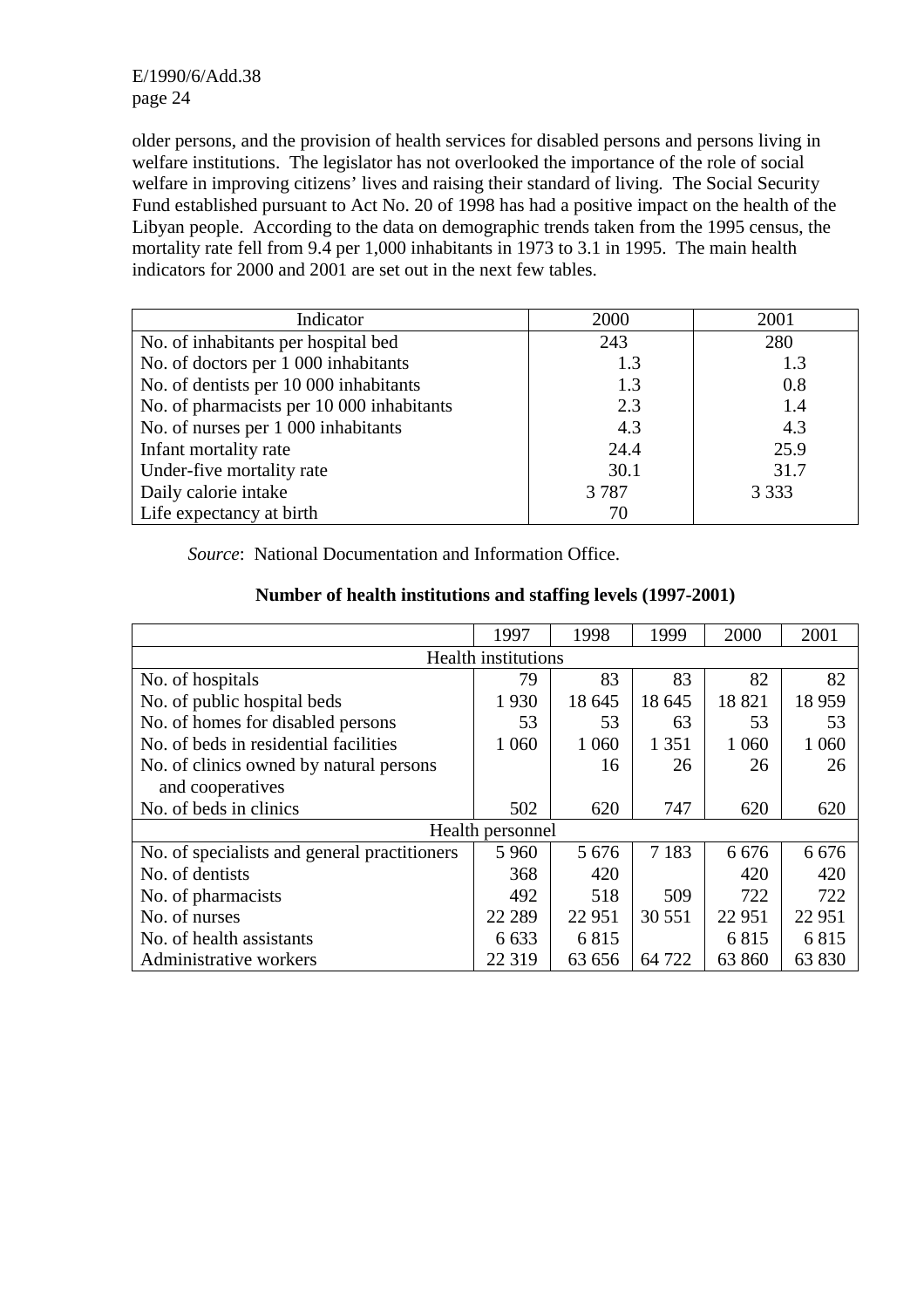older persons, and the provision of health services for disabled persons and persons living in welfare institutions. The legislator has not overlooked the importance of the role of social welfare in improving citizens' lives and raising their standard of living. The Social Security Fund established pursuant to Act No. 20 of 1998 has had a positive impact on the health of the Libyan people. According to the data on demographic trends taken from the 1995 census, the mortality rate fell from 9.4 per 1,000 inhabitants in 1973 to 3.1 in 1995. The main health indicators for 2000 and 2001 are set out in the next few tables.

| Indicator | 2000 | 2001 |
|---|---|---|
| No. of inhabitants per hospital bed | 243 | 280 |
| No. of doctors per 1 000 inhabitants | 1.3 | 1.3 |
| No. of dentists per 10 000 inhabitants | 1.3 | 0.8 |
| No. of pharmacists per 10 000 inhabitants | 2.3 | 1.4 |
| No. of nurses per 1 000 inhabitants | 4.3 | 4.3 |
| Infant mortality rate | 24.4 | 25.9 |
| Under-five mortality rate | 30.1 | 31.7 |
| Daily calorie intake | 3 787 | 3 333 |
| Life expectancy at birth | 70 | |

*Source*: National Documentation and Information Office.

**Number of health institutions and staffing levels (1997-2001)**

| | 1997 | 1998 | 1999 | 2000 | 2001 |
|---|---|---|---|---|---|
| Health institutions | | | | | |
| No. of hospitals | 79 | 83 | 83 | 82 | 82 |
| No. of public hospital beds | 1 930 | 18 645 | 18 645 | 18 821 | 18 959 |
| No. of homes for disabled persons | 53 | 53 | 63 | 53 | 53 |
| No. of beds in residential facilities | 1 060 | 1 060 | 1 351 | 1 060 | 1 060 |
| No. of clinics owned by natural persons and cooperatives | | 16 | 26 | 26 | 26 |
| No. of beds in clinics | 502 | 620 | 747 | 620 | 620 |
| Health personnel | | | | | |
| No. of specialists and general practitioners | 5 960 | 5 676 | 7 183 | 6 676 | 6 676 |
| No. of dentists | 368 | 420 | | 420 | 420 |
| No. of pharmacists | 492 | 518 | 509 | 722 | 722 |
| No. of nurses | 22 289 | 22 951 | 30 551 | 22 951 | 22 951 |
| No. of health assistants | 6 633 | 6 815 | | 6 815 | 6 815 |
| Administrative workers | 22 319 | 63 656 | 64 722 | 63 860 | 63 830 |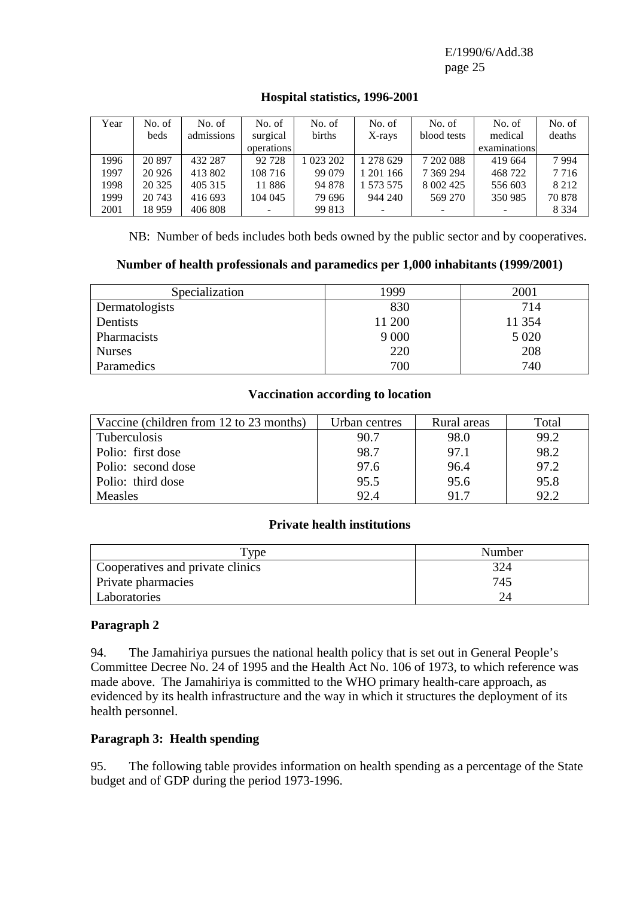**Hospital statistics, 1996-2001**

| Year | No. of beds | No. of admissions | No. of surgical operations | No. of births | No. of X-rays | No. of blood tests | No. of medical examinations | No. of deaths |
|---|---|---|---|---|---|---|---|---|
| 1996 | 20 897 | 432 287 | 92 728 | 1 023 202 | 1 278 629 | 7 202 088 | 419 664 | 7 994 |
| 1997 | 20 926 | 413 802 | 108 716 | 99 079 | 1 201 166 | 7 369 294 | 468 722 | 7 716 |
| 1998 | 20 325 | 405 315 | 11 886 | 94 878 | 1 573 575 | 8 002 425 | 556 603 | 8 212 |
| 1999 | 20 743 | 416 693 | 104 045 | 79 696 | 944 240 | 569 270 | 350 985 | 70 878 |
| 2001 | 18 959 | 406 808 | - | 99 813 | - | - | - | 8 334 |

NB: Number of beds includes both beds owned by the public sector and by cooperatives.

**Number of health professionals and paramedics per 1,000 inhabitants (1999/2001)**

| Specialization | 1999 | 2001 |
|---|---|---|
| Dermatologists | 830 | 714 |
| Dentists | 11 200 | 11 354 |
| Pharmacists | 9 000 | 5 020 |
| Nurses | 220 | 208 |
| Paramedics | 700 | 740 |

**Vaccination according to location**

| Vaccine (children from 12 to 23 months) | Urban centres | Rural areas | Total |
|---|---|---|---|
| Tuberculosis | 90.7 | 98.0 | 99.2 |
| Polio: first dose | 98.7 | 97.1 | 98.2 |
| Polio: second dose | 97.6 | 96.4 | 97.2 |
| Polio: third dose | 95.5 | 95.6 | 95.8 |
| Measles | 92.4 | 91.7 | 92.2 |

**Private health institutions**

| Type | Number |
|---|---|
| Cooperatives and private clinics | 324 |
| Private pharmacies | 745 |
| Laboratories | 24 |

**Paragraph 2**

94. The Jamahiriya pursues the national health policy that is set out in General People's Committee Decree No. 24 of 1995 and the Health Act No. 106 of 1973, to which reference was made above. The Jamahiriya is committed to the WHO primary health-care approach, as evidenced by its health infrastructure and the way in which it structures the deployment of its health personnel.

**Paragraph 3: Health spending**

95. The following table provides information on health spending as a percentage of the State budget and of GDP during the period 1973-1996.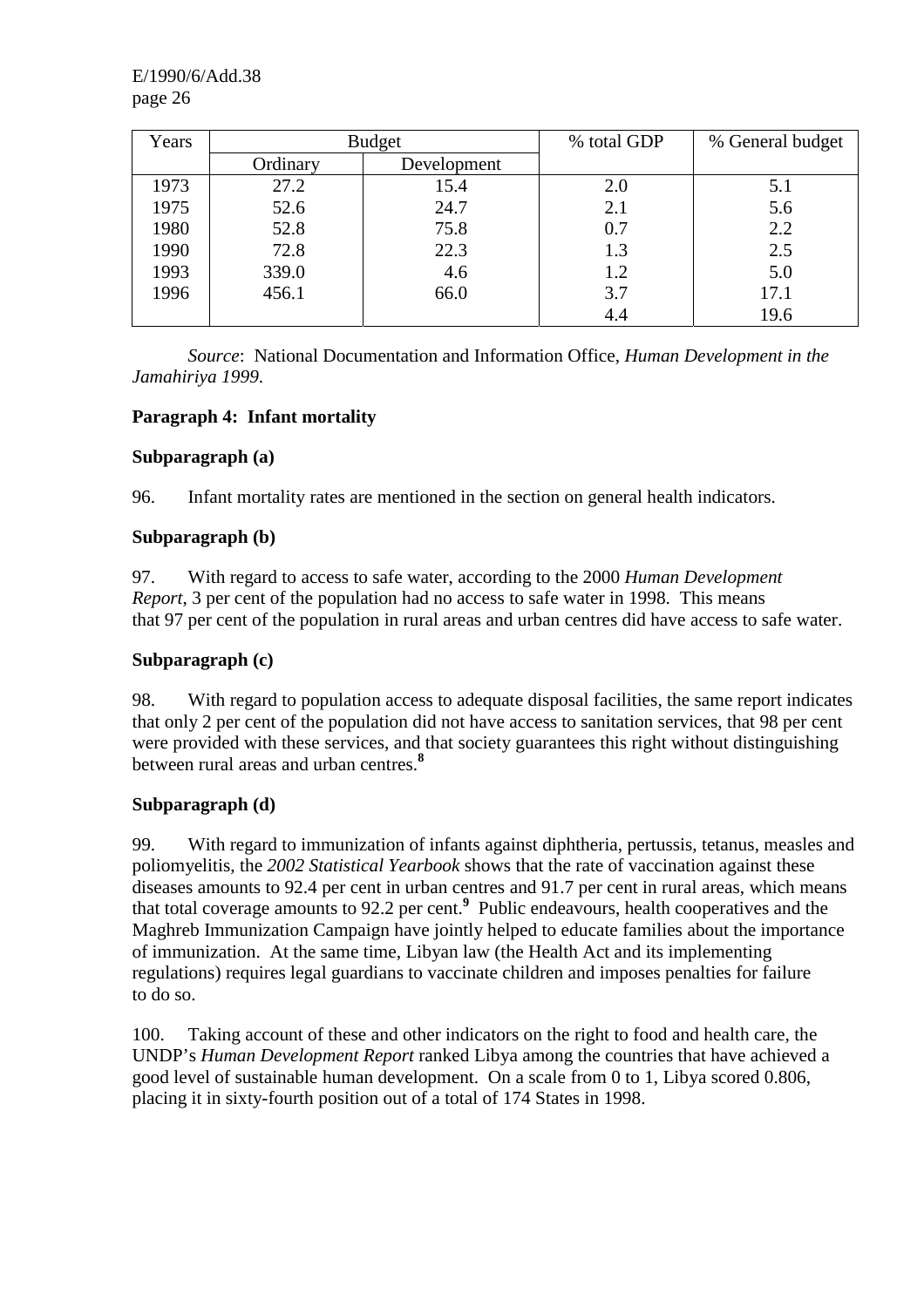| Years | Budget | | % total GDP | % General budget |
|---|---|---|---|---|
| | Ordinary | Development | | |
| 1973 | 27.2 | 15.4 | 2.0 | 5.1 |
| 1975 | 52.6 | 24.7 | 2.1 | 5.6 |
| 1980 | 52.8 | 75.8 | 0.7 | 2.2 |
| 1990 | 72.8 | 22.3 | 1.3 | 2.5 |
| 1993 | 339.0 | 4.6 | 1.2 | 5.0 |
| 1996 | 456.1 | 66.0 | 3.7 | 17.1 |
| | | | 4.4 | 19.6 |

*Source*: National Documentation and Information Office, *Human Development in the Jamahiriya 1999*.

**Paragraph 4: Infant mortality**

**Subparagraph (a)**

96. Infant mortality rates are mentioned in the section on general health indicators.

**Subparagraph (b)**

97. With regard to access to safe water, according to the 2000 *Human Development Report*, 3 per cent of the population had no access to safe water in 1998. This means that 97 per cent of the population in rural areas and urban centres did have access to safe water.

**Subparagraph (c)**

98. With regard to population access to adequate disposal facilities, the same report indicates that only 2 per cent of the population did not have access to sanitation services, that 98 per cent were provided with these services, and that society guarantees this right without distinguishing between rural areas and urban centres.[8]

**Subparagraph (d)**

99. With regard to immunization of infants against diphtheria, pertussis, tetanus, measles and poliomyelitis, the *2002 Statistical Yearbook* shows that the rate of vaccination against these diseases amounts to 92.4 per cent in urban centres and 91.7 per cent in rural areas, which means that total coverage amounts to 92.2 per cent.[9] Public endeavours, health cooperatives and the Maghreb Immunization Campaign have jointly helped to educate families about the importance of immunization. At the same time, Libyan law (the Health Act and its implementing regulations) requires legal guardians to vaccinate children and imposes penalties for failure to do so.

100. Taking account of these and other indicators on the right to food and health care, the UNDP's *Human Development Report* ranked Libya among the countries that have achieved a good level of sustainable human development. On a scale from 0 to 1, Libya scored 0.806, placing it in sixty-fourth position out of a total of 174 States in 1998.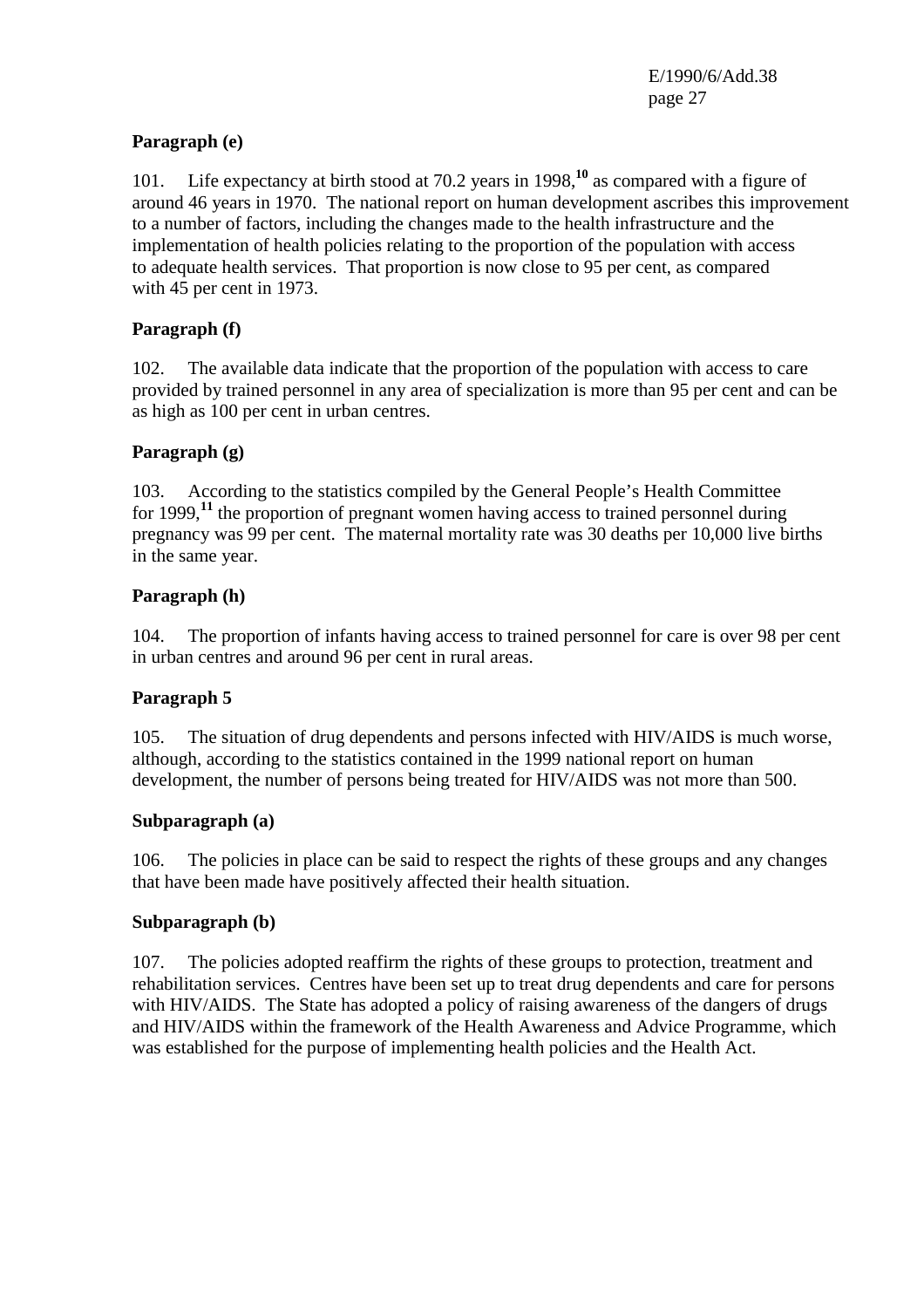**Paragraph (e)**

101. Life expectancy at birth stood at 70.2 years in 1998,[10] as compared with a figure of around 46 years in 1970. The national report on human development ascribes this improvement to a number of factors, including the changes made to the health infrastructure and the implementation of health policies relating to the proportion of the population with access to adequate health services. That proportion is now close to 95 per cent, as compared with 45 per cent in 1973.

**Paragraph (f)**

102. The available data indicate that the proportion of the population with access to care provided by trained personnel in any area of specialization is more than 95 per cent and can be as high as 100 per cent in urban centres.

**Paragraph (g)**

103. According to the statistics compiled by the General People's Health Committee for 1999,[11] the proportion of pregnant women having access to trained personnel during pregnancy was 99 per cent. The maternal mortality rate was 30 deaths per 10,000 live births in the same year.

**Paragraph (h)**

104. The proportion of infants having access to trained personnel for care is over 98 per cent in urban centres and around 96 per cent in rural areas.

**Paragraph 5**

105. The situation of drug dependents and persons infected with HIV/AIDS is much worse, although, according to the statistics contained in the 1999 national report on human development, the number of persons being treated for HIV/AIDS was not more than 500.

**Subparagraph (a)**

106. The policies in place can be said to respect the rights of these groups and any changes that have been made have positively affected their health situation.

**Subparagraph (b)**

107. The policies adopted reaffirm the rights of these groups to protection, treatment and rehabilitation services. Centres have been set up to treat drug dependents and care for persons with HIV/AIDS. The State has adopted a policy of raising awareness of the dangers of drugs and HIV/AIDS within the framework of the Health Awareness and Advice Programme, which was established for the purpose of implementing health policies and the Health Act.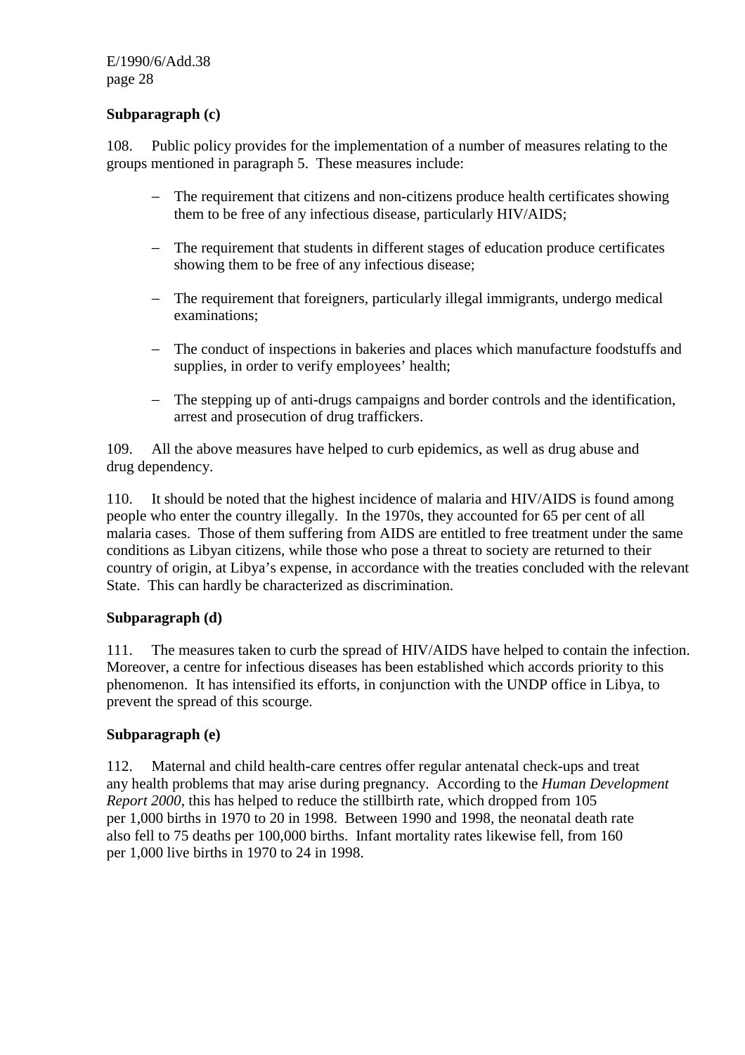**Subparagraph (c)**

108. Public policy provides for the implementation of a number of measures relating to the groups mentioned in paragraph 5. These measures include:

- The requirement that citizens and non-citizens produce health certificates showing them to be free of any infectious disease, particularly HIV/AIDS;
- The requirement that students in different stages of education produce certificates showing them to be free of any infectious disease;
- The requirement that foreigners, particularly illegal immigrants, undergo medical examinations;
- The conduct of inspections in bakeries and places which manufacture foodstuffs and supplies, in order to verify employees' health;
- The stepping up of anti-drugs campaigns and border controls and the identification, arrest and prosecution of drug traffickers.

109. All the above measures have helped to curb epidemics, as well as drug abuse and drug dependency.

110. It should be noted that the highest incidence of malaria and HIV/AIDS is found among people who enter the country illegally. In the 1970s, they accounted for 65 per cent of all malaria cases. Those of them suffering from AIDS are entitled to free treatment under the same conditions as Libyan citizens, while those who pose a threat to society are returned to their country of origin, at Libya's expense, in accordance with the treaties concluded with the relevant State. This can hardly be characterized as discrimination.

**Subparagraph (d)**

111. The measures taken to curb the spread of HIV/AIDS have helped to contain the infection. Moreover, a centre for infectious diseases has been established which accords priority to this phenomenon. It has intensified its efforts, in conjunction with the UNDP office in Libya, to prevent the spread of this scourge.

**Subparagraph (e)**

112. Maternal and child health-care centres offer regular antenatal check-ups and treat any health problems that may arise during pregnancy. According to the *Human Development Report 2000*, this has helped to reduce the stillbirth rate, which dropped from 105 per 1,000 births in 1970 to 20 in 1998. Between 1990 and 1998, the neonatal death rate also fell to 75 deaths per 100,000 births. Infant mortality rates likewise fell, from 160 per 1,000 live births in 1970 to 24 in 1998.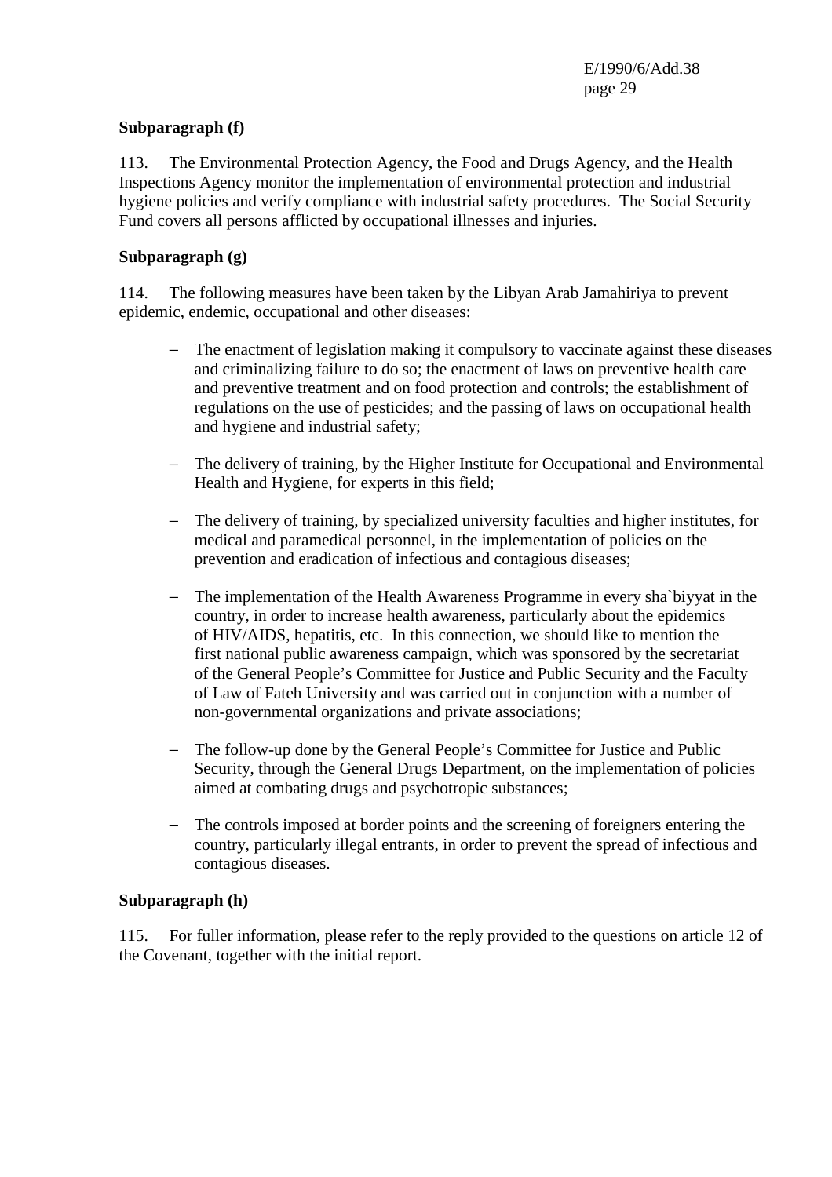**Subparagraph (f)**

113. The Environmental Protection Agency, the Food and Drugs Agency, and the Health Inspections Agency monitor the implementation of environmental protection and industrial hygiene policies and verify compliance with industrial safety procedures. The Social Security Fund covers all persons afflicted by occupational illnesses and injuries.

**Subparagraph (g)**

114. The following measures have been taken by the Libyan Arab Jamahiriya to prevent epidemic, endemic, occupational and other diseases:

- The enactment of legislation making it compulsory to vaccinate against these diseases and criminalizing failure to do so; the enactment of laws on preventive health care and preventive treatment and on food protection and controls; the establishment of regulations on the use of pesticides; and the passing of laws on occupational health and hygiene and industrial safety;

- The delivery of training, by the Higher Institute for Occupational and Environmental Health and Hygiene, for experts in this field;

- The delivery of training, by specialized university faculties and higher institutes, for medical and paramedical personnel, in the implementation of policies on the prevention and eradication of infectious and contagious diseases;

- The implementation of the Health Awareness Programme in every sha`biyyat in the country, in order to increase health awareness, particularly about the epidemics of HIV/AIDS, hepatitis, etc. In this connection, we should like to mention the first national public awareness campaign, which was sponsored by the secretariat of the General People's Committee for Justice and Public Security and the Faculty of Law of Fateh University and was carried out in conjunction with a number of non-governmental organizations and private associations;

- The follow-up done by the General People's Committee for Justice and Public Security, through the General Drugs Department, on the implementation of policies aimed at combating drugs and psychotropic substances;

- The controls imposed at border points and the screening of foreigners entering the country, particularly illegal entrants, in order to prevent the spread of infectious and contagious diseases.

**Subparagraph (h)**

115. For fuller information, please refer to the reply provided to the questions on article 12 of the Covenant, together with the initial report.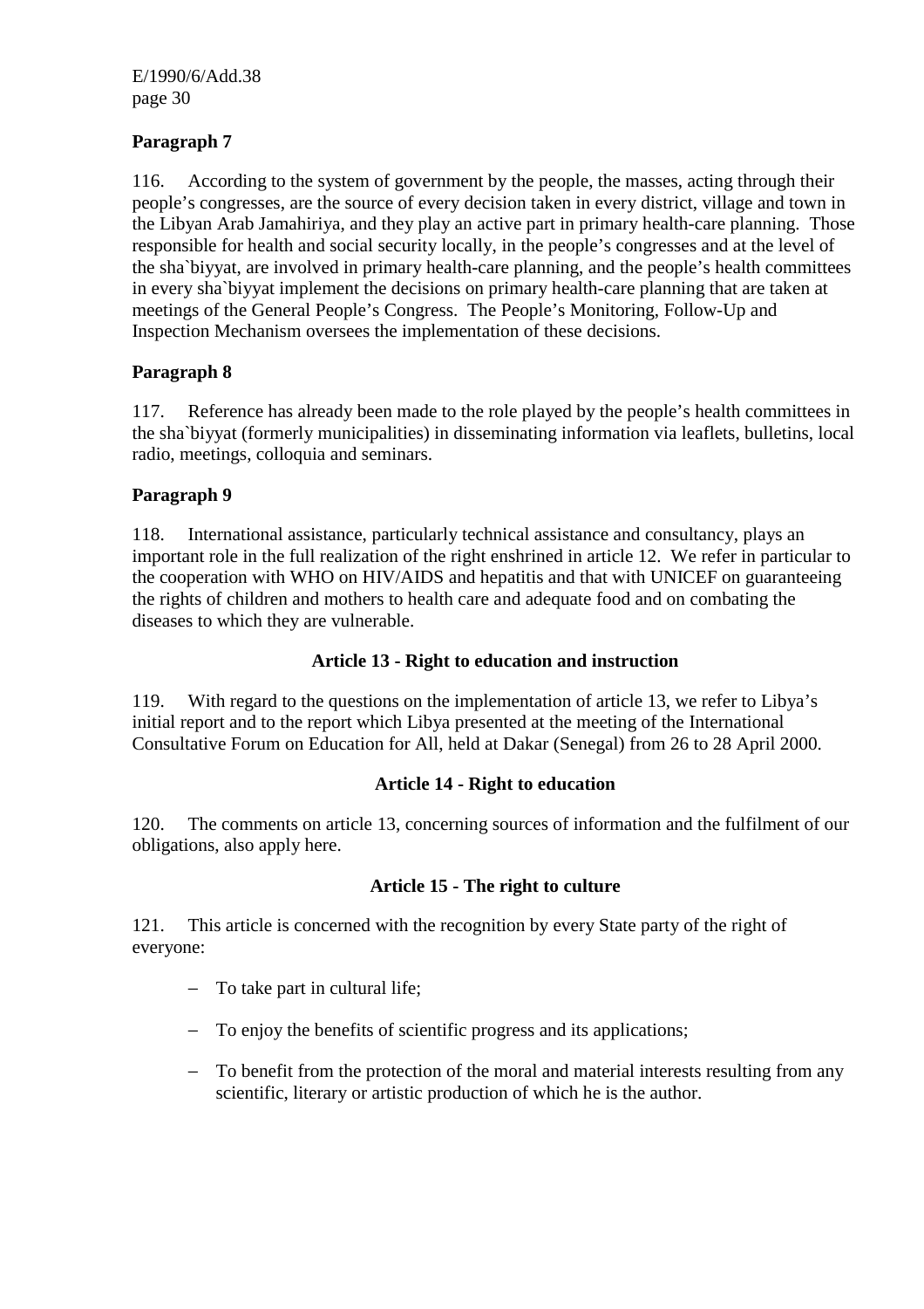**Paragraph 7**

116. According to the system of government by the people, the masses, acting through their people's congresses, are the source of every decision taken in every district, village and town in the Libyan Arab Jamahiriya, and they play an active part in primary health-care planning. Those responsible for health and social security locally, in the people's congresses and at the level of the sha`biyyat, are involved in primary health-care planning, and the people's health committees in every sha`biyyat implement the decisions on primary health-care planning that are taken at meetings of the General People's Congress. The People's Monitoring, Follow-Up and Inspection Mechanism oversees the implementation of these decisions.

**Paragraph 8**

117. Reference has already been made to the role played by the people's health committees in the sha`biyyat (formerly municipalities) in disseminating information via leaflets, bulletins, local radio, meetings, colloquia and seminars.

**Paragraph 9**

118. International assistance, particularly technical assistance and consultancy, plays an important role in the full realization of the right enshrined in article 12. We refer in particular to the cooperation with WHO on HIV/AIDS and hepatitis and that with UNICEF on guaranteeing the rights of children and mothers to health care and adequate food and on combating the diseases to which they are vulnerable.

## Article 13 - Right to education and instruction

119. With regard to the questions on the implementation of article 13, we refer to Libya's initial report and to the report which Libya presented at the meeting of the International Consultative Forum on Education for All, held at Dakar (Senegal) from 26 to 28 April 2000.

## Article 14 - Right to education

120. The comments on article 13, concerning sources of information and the fulfilment of our obligations, also apply here.

## Article 15 - The right to culture

121. This article is concerned with the recognition by every State party of the right of everyone:

- To take part in cultural life;
- To enjoy the benefits of scientific progress and its applications;
- To benefit from the protection of the moral and material interests resulting from any scientific, literary or artistic production of which he is the author.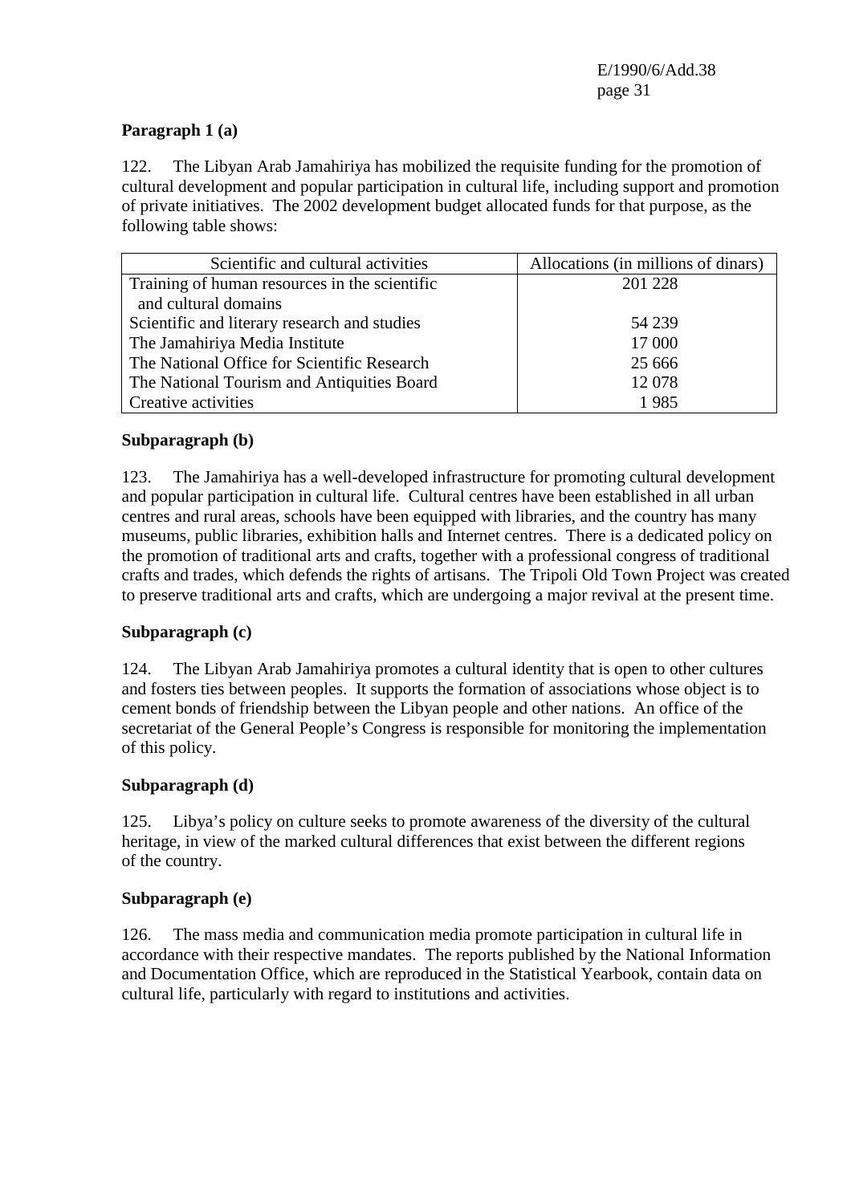**Paragraph 1 (a)**

122. The Libyan Arab Jamahiriya has mobilized the requisite funding for the promotion of cultural development and popular participation in cultural life, including support and promotion of private initiatives. The 2002 development budget allocated funds for that purpose, as the following table shows:

| Scientific and cultural activities | Allocations (in millions of dinars) |
|---|---|
| Training of human resources in the scientific and cultural domains | 201 228 |
| Scientific and literary research and studies | 54 239 |
| The Jamahiriya Media Institute | 17 000 |
| The National Office for Scientific Research | 25 666 |
| The National Tourism and Antiquities Board | 12 078 |
| Creative activities | 1 985 |

**Subparagraph (b)**

123. The Jamahiriya has a well-developed infrastructure for promoting cultural development and popular participation in cultural life. Cultural centres have been established in all urban centres and rural areas, schools have been equipped with libraries, and the country has many museums, public libraries, exhibition halls and Internet centres. There is a dedicated policy on the promotion of traditional arts and crafts, together with a professional congress of traditional crafts and trades, which defends the rights of artisans. The Tripoli Old Town Project was created to preserve traditional arts and crafts, which are undergoing a major revival at the present time.

**Subparagraph (c)**

124. The Libyan Arab Jamahiriya promotes a cultural identity that is open to other cultures and fosters ties between peoples. It supports the formation of associations whose object is to cement bonds of friendship between the Libyan people and other nations. An office of the secretariat of the General People's Congress is responsible for monitoring the implementation of this policy.

**Subparagraph (d)**

125. Libya's policy on culture seeks to promote awareness of the diversity of the cultural heritage, in view of the marked cultural differences that exist between the different regions of the country.

**Subparagraph (e)**

126. The mass media and communication media promote participation in cultural life in accordance with their respective mandates. The reports published by the National Information and Documentation Office, which are reproduced in the Statistical Yearbook, contain data on cultural life, particularly with regard to institutions and activities.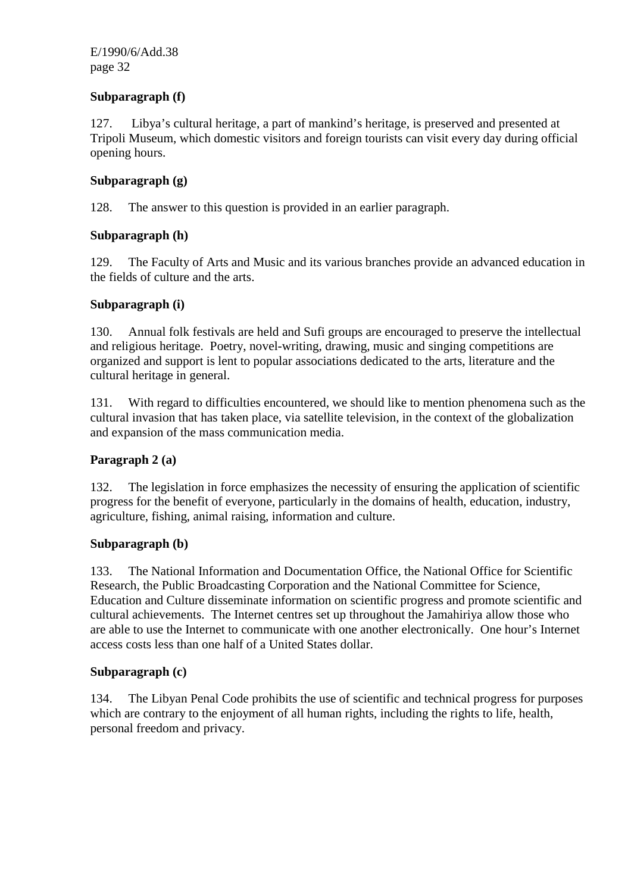**Subparagraph (f)**

127. Libya's cultural heritage, a part of mankind's heritage, is preserved and presented at Tripoli Museum, which domestic visitors and foreign tourists can visit every day during official opening hours.

**Subparagraph (g)**

128. The answer to this question is provided in an earlier paragraph.

**Subparagraph (h)**

129. The Faculty of Arts and Music and its various branches provide an advanced education in the fields of culture and the arts.

**Subparagraph (i)**

130. Annual folk festivals are held and Sufi groups are encouraged to preserve the intellectual and religious heritage. Poetry, novel-writing, drawing, music and singing competitions are organized and support is lent to popular associations dedicated to the arts, literature and the cultural heritage in general.

131. With regard to difficulties encountered, we should like to mention phenomena such as the cultural invasion that has taken place, via satellite television, in the context of the globalization and expansion of the mass communication media.

**Paragraph 2 (a)**

132. The legislation in force emphasizes the necessity of ensuring the application of scientific progress for the benefit of everyone, particularly in the domains of health, education, industry, agriculture, fishing, animal raising, information and culture.

**Subparagraph (b)**

133. The National Information and Documentation Office, the National Office for Scientific Research, the Public Broadcasting Corporation and the National Committee for Science, Education and Culture disseminate information on scientific progress and promote scientific and cultural achievements. The Internet centres set up throughout the Jamahiriya allow those who are able to use the Internet to communicate with one another electronically. One hour's Internet access costs less than one half of a United States dollar.

**Subparagraph (c)**

134. The Libyan Penal Code prohibits the use of scientific and technical progress for purposes which are contrary to the enjoyment of all human rights, including the rights to life, health, personal freedom and privacy.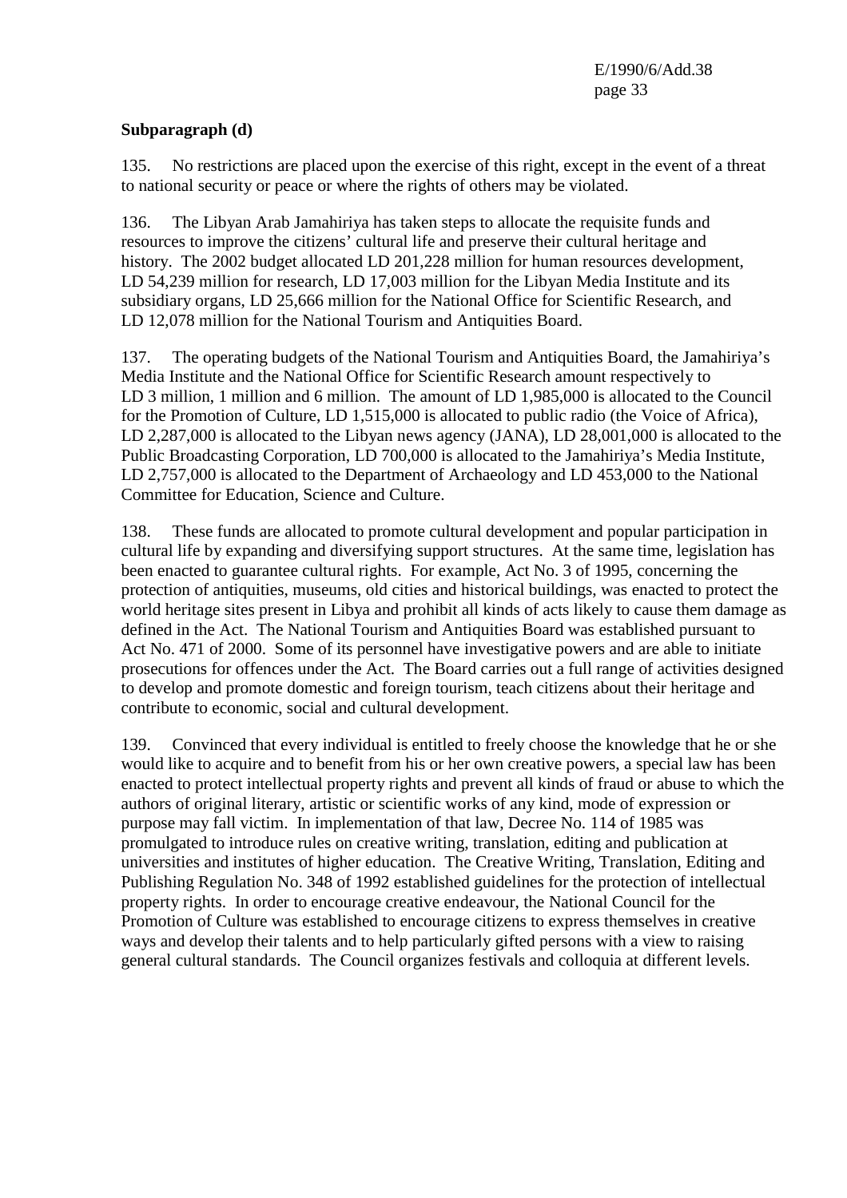**Subparagraph (d)**

135. No restrictions are placed upon the exercise of this right, except in the event of a threat to national security or peace or where the rights of others may be violated.

136. The Libyan Arab Jamahiriya has taken steps to allocate the requisite funds and resources to improve the citizens' cultural life and preserve their cultural heritage and history. The 2002 budget allocated LD 201,228 million for human resources development, LD 54,239 million for research, LD 17,003 million for the Libyan Media Institute and its subsidiary organs, LD 25,666 million for the National Office for Scientific Research, and LD 12,078 million for the National Tourism and Antiquities Board.

137. The operating budgets of the National Tourism and Antiquities Board, the Jamahiriya's Media Institute and the National Office for Scientific Research amount respectively to LD 3 million, 1 million and 6 million. The amount of LD 1,985,000 is allocated to the Council for the Promotion of Culture, LD 1,515,000 is allocated to public radio (the Voice of Africa), LD 2,287,000 is allocated to the Libyan news agency (JANA), LD 28,001,000 is allocated to the Public Broadcasting Corporation, LD 700,000 is allocated to the Jamahiriya's Media Institute, LD 2,757,000 is allocated to the Department of Archaeology and LD 453,000 to the National Committee for Education, Science and Culture.

138. These funds are allocated to promote cultural development and popular participation in cultural life by expanding and diversifying support structures. At the same time, legislation has been enacted to guarantee cultural rights. For example, Act No. 3 of 1995, concerning the protection of antiquities, museums, old cities and historical buildings, was enacted to protect the world heritage sites present in Libya and prohibit all kinds of acts likely to cause them damage as defined in the Act. The National Tourism and Antiquities Board was established pursuant to Act No. 471 of 2000. Some of its personnel have investigative powers and are able to initiate prosecutions for offences under the Act. The Board carries out a full range of activities designed to develop and promote domestic and foreign tourism, teach citizens about their heritage and contribute to economic, social and cultural development.

139. Convinced that every individual is entitled to freely choose the knowledge that he or she would like to acquire and to benefit from his or her own creative powers, a special law has been enacted to protect intellectual property rights and prevent all kinds of fraud or abuse to which the authors of original literary, artistic or scientific works of any kind, mode of expression or purpose may fall victim. In implementation of that law, Decree No. 114 of 1985 was promulgated to introduce rules on creative writing, translation, editing and publication at universities and institutes of higher education. The Creative Writing, Translation, Editing and Publishing Regulation No. 348 of 1992 established guidelines for the protection of intellectual property rights. In order to encourage creative endeavour, the National Council for the Promotion of Culture was established to encourage citizens to express themselves in creative ways and develop their talents and to help particularly gifted persons with a view to raising general cultural standards. The Council organizes festivals and colloquia at different levels.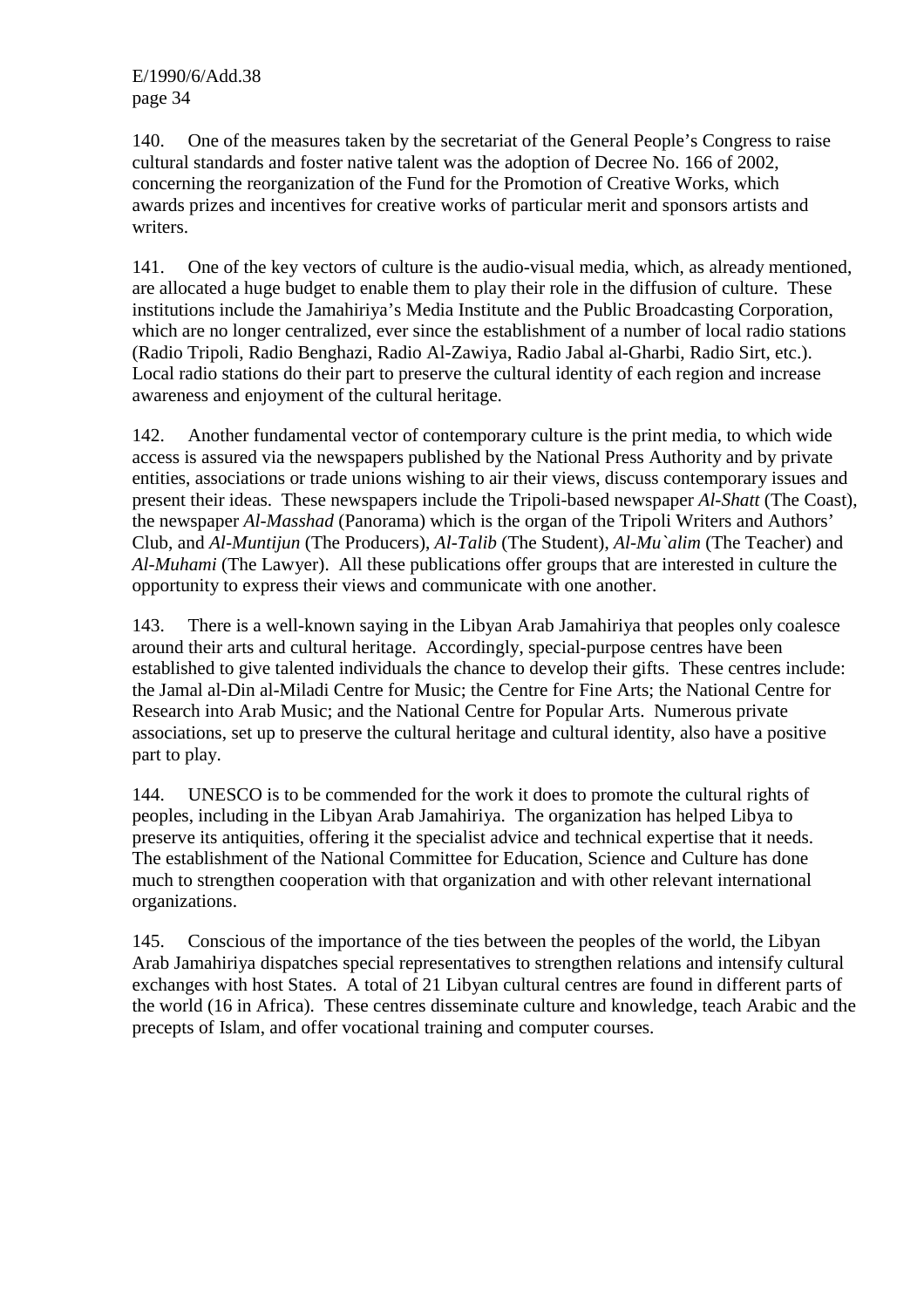140. One of the measures taken by the secretariat of the General People's Congress to raise cultural standards and foster native talent was the adoption of Decree No. 166 of 2002, concerning the reorganization of the Fund for the Promotion of Creative Works, which awards prizes and incentives for creative works of particular merit and sponsors artists and writers.

141. One of the key vectors of culture is the audio-visual media, which, as already mentioned, are allocated a huge budget to enable them to play their role in the diffusion of culture. These institutions include the Jamahiriya's Media Institute and the Public Broadcasting Corporation, which are no longer centralized, ever since the establishment of a number of local radio stations (Radio Tripoli, Radio Benghazi, Radio Al-Zawiya, Radio Jabal al-Gharbi, Radio Sirt, etc.). Local radio stations do their part to preserve the cultural identity of each region and increase awareness and enjoyment of the cultural heritage.

142. Another fundamental vector of contemporary culture is the print media, to which wide access is assured via the newspapers published by the National Press Authority and by private entities, associations or trade unions wishing to air their views, discuss contemporary issues and present their ideas. These newspapers include the Tripoli-based newspaper *Al-Shatt* (The Coast), the newspaper *Al-Masshad* (Panorama) which is the organ of the Tripoli Writers and Authors' Club, and *Al-Muntijun* (The Producers), *Al-Talib* (The Student), *Al-Mu`alim* (The Teacher) and *Al-Muhami* (The Lawyer). All these publications offer groups that are interested in culture the opportunity to express their views and communicate with one another.

143. There is a well-known saying in the Libyan Arab Jamahiriya that peoples only coalesce around their arts and cultural heritage. Accordingly, special-purpose centres have been established to give talented individuals the chance to develop their gifts. These centres include: the Jamal al-Din al-Miladi Centre for Music; the Centre for Fine Arts; the National Centre for Research into Arab Music; and the National Centre for Popular Arts. Numerous private associations, set up to preserve the cultural heritage and cultural identity, also have a positive part to play.

144. UNESCO is to be commended for the work it does to promote the cultural rights of peoples, including in the Libyan Arab Jamahiriya. The organization has helped Libya to preserve its antiquities, offering it the specialist advice and technical expertise that it needs. The establishment of the National Committee for Education, Science and Culture has done much to strengthen cooperation with that organization and with other relevant international organizations.

145. Conscious of the importance of the ties between the peoples of the world, the Libyan Arab Jamahiriya dispatches special representatives to strengthen relations and intensify cultural exchanges with host States. A total of 21 Libyan cultural centres are found in different parts of the world (16 in Africa). These centres disseminate culture and knowledge, teach Arabic and the precepts of Islam, and offer vocational training and computer courses.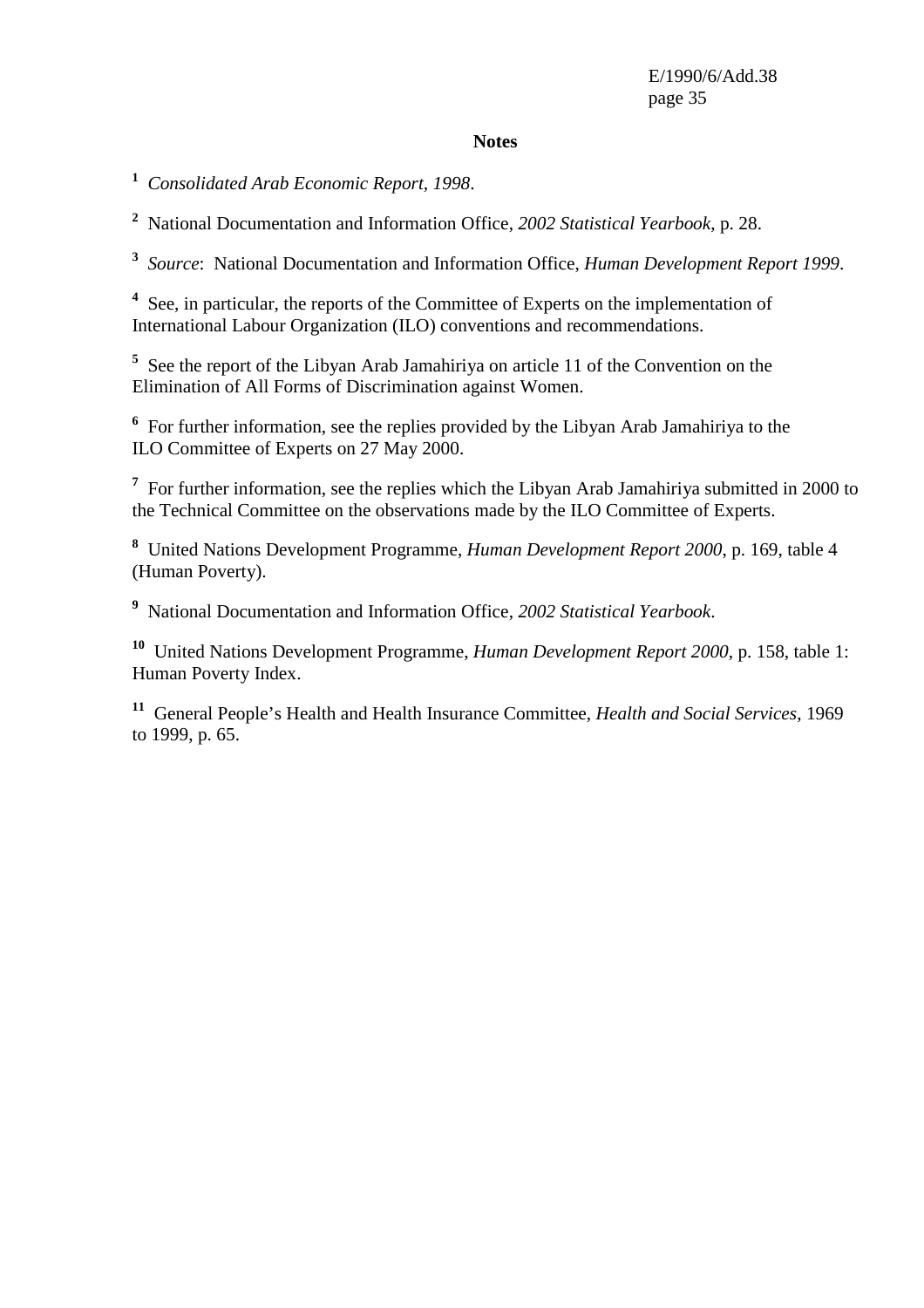**Notes**

[1] *Consolidated Arab Economic Report, 1998*.

[2] National Documentation and Information Office, *2002 Statistical Yearbook*, p. 28.

[3] *Source*: National Documentation and Information Office, *Human Development Report 1999*.

[4] See, in particular, the reports of the Committee of Experts on the implementation of International Labour Organization (ILO) conventions and recommendations.

[5] See the report of the Libyan Arab Jamahiriya on article 11 of the Convention on the Elimination of All Forms of Discrimination against Women.

[6] For further information, see the replies provided by the Libyan Arab Jamahiriya to the ILO Committee of Experts on 27 May 2000.

[7] For further information, see the replies which the Libyan Arab Jamahiriya submitted in 2000 to the Technical Committee on the observations made by the ILO Committee of Experts.

[8] United Nations Development Programme, *Human Development Report 2000*, p. 169, table 4 (Human Poverty).

[9] National Documentation and Information Office, *2002 Statistical Yearbook*.

[10] United Nations Development Programme, *Human Development Report 2000*, p. 158, table 1: Human Poverty Index.

[11] General People's Health and Health Insurance Committee, *Health and Social Services*, 1969 to 1999, p. 65.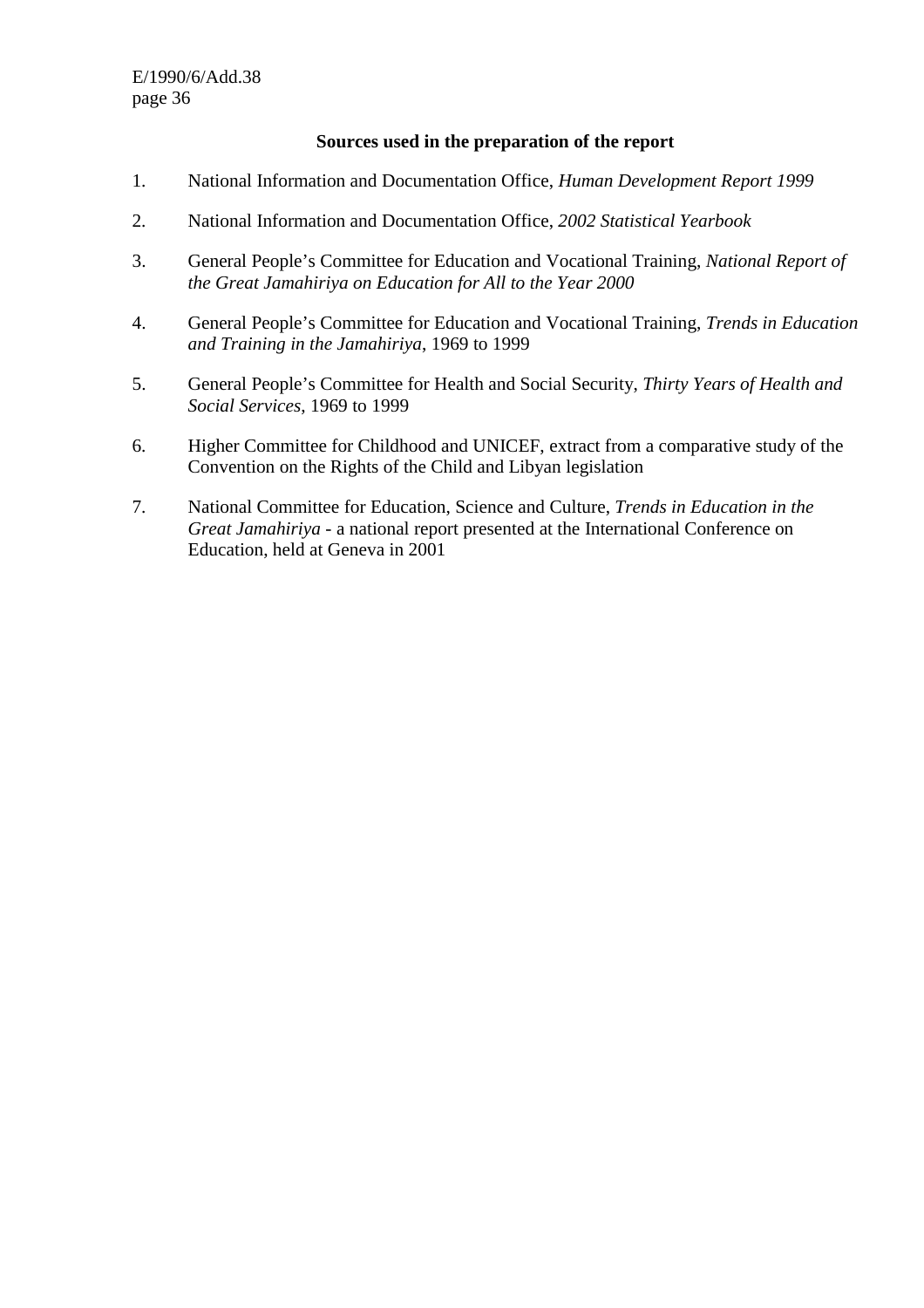**Sources used in the preparation of the report**

1. National Information and Documentation Office, *Human Development Report 1999*

2. National Information and Documentation Office, *2002 Statistical Yearbook*

3. General People's Committee for Education and Vocational Training, *National Report of the Great Jamahiriya on Education for All to the Year 2000*

4. General People's Committee for Education and Vocational Training, *Trends in Education and Training in the Jamahiriya*, 1969 to 1999

5. General People's Committee for Health and Social Security, *Thirty Years of Health and Social Services*, 1969 to 1999

6. Higher Committee for Childhood and UNICEF, extract from a comparative study of the Convention on the Rights of the Child and Libyan legislation

7. National Committee for Education, Science and Culture, *Trends in Education in the Great Jamahiriya* - a national report presented at the International Conference on Education, held at Geneva in 2001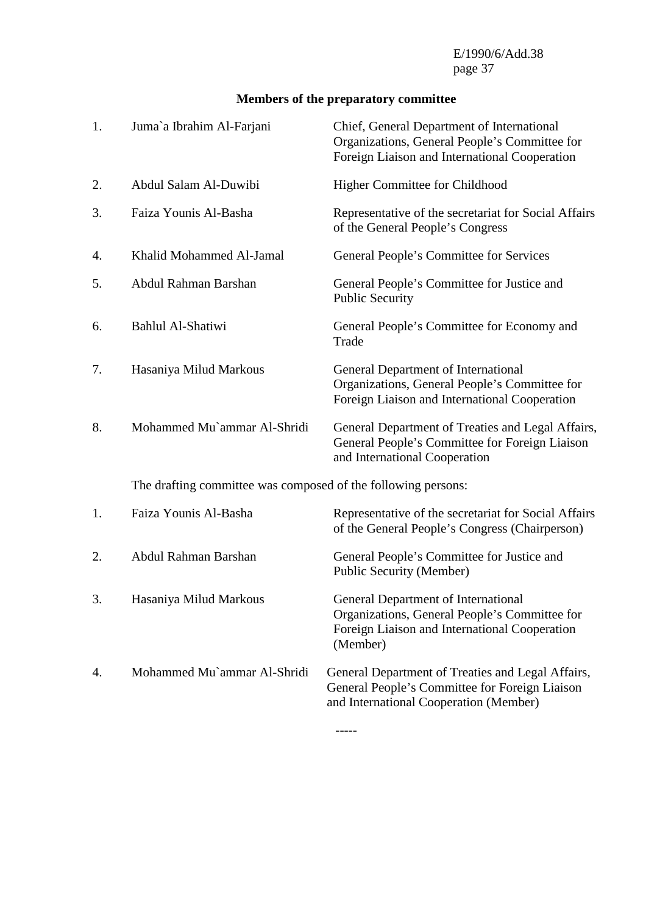**Members of the preparatory committee**

| | | |
|---|---|---|
| 1. | Juma`a Ibrahim Al-Farjani | Chief, General Department of International Organizations, General People's Committee for Foreign Liaison and International Cooperation |
| 2. | Abdul Salam Al-Duwibi | Higher Committee for Childhood |
| 3. | Faiza Younis Al-Basha | Representative of the secretariat for Social Affairs of the General People's Congress |
| 4. | Khalid Mohammed Al-Jamal | General People's Committee for Services |
| 5. | Abdul Rahman Barshan | General People's Committee for Justice and Public Security |
| 6. | Bahlul Al-Shatiwi | General People's Committee for Economy and Trade |
| 7. | Hasaniya Milud Markous | General Department of International Organizations, General People's Committee for Foreign Liaison and International Cooperation |
| 8. | Mohammed Mu`ammar Al-Shridi | General Department of Treaties and Legal Affairs, General People's Committee for Foreign Liaison and International Cooperation |

The drafting committee was composed of the following persons:

| | | |
|---|---|---|
| 1. | Faiza Younis Al-Basha | Representative of the secretariat for Social Affairs of the General People's Congress (Chairperson) |
| 2. | Abdul Rahman Barshan | General People's Committee for Justice and Public Security (Member) |
| 3. | Hasaniya Milud Markous | General Department of International Organizations, General People's Committee for Foreign Liaison and International Cooperation (Member) |
| 4. | Mohammed Mu`ammar Al-Shridi | General Department of Treaties and Legal Affairs, General People's Committee for Foreign Liaison and International Cooperation (Member) |

-----